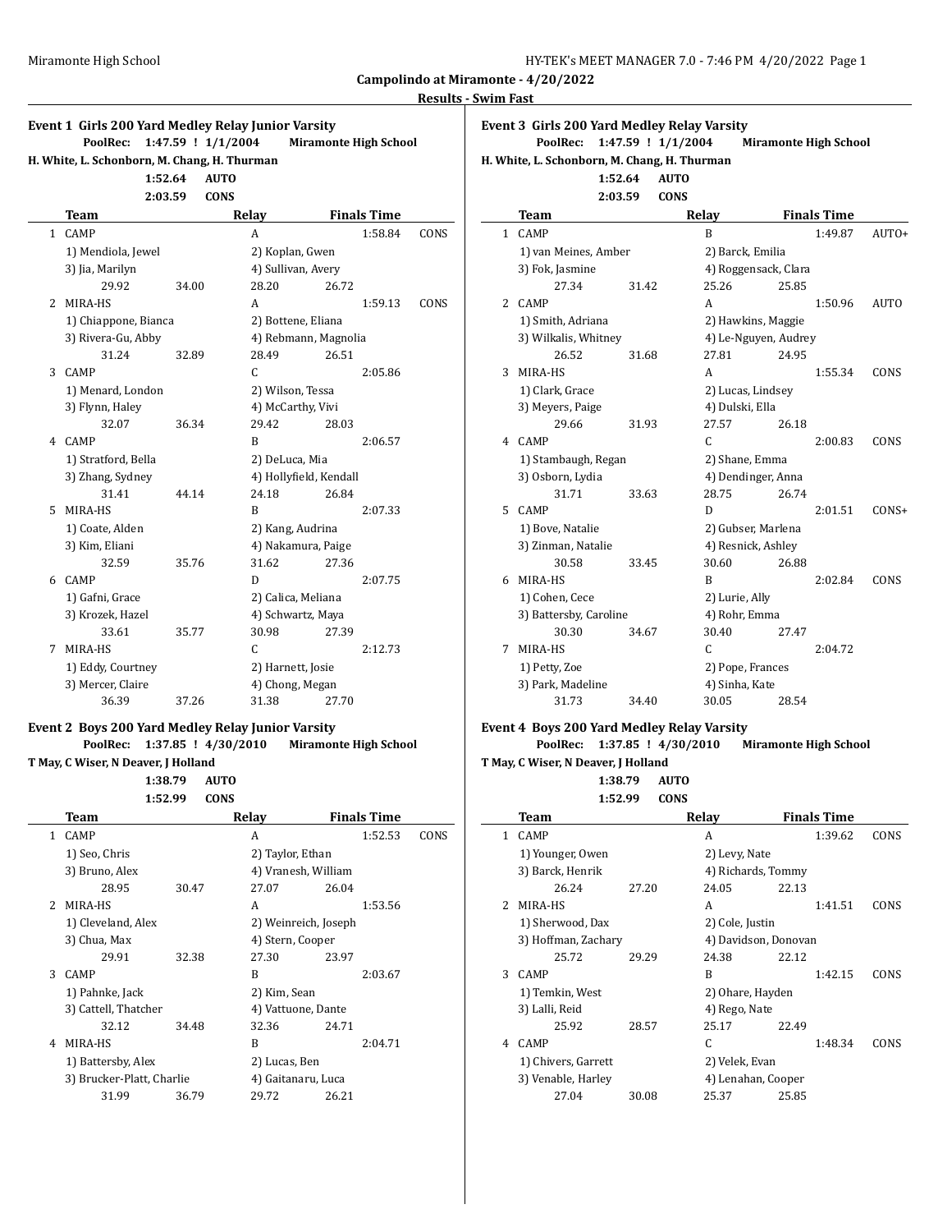## Campolindo at Miramonte - 4/20/2022

### Results - Swim Fast

#### Event 1 Girls 200 Yard Medley Relay Junior Varsity

**PoolRec: 1:47.59 ! 1/1/2004 Miramonte High School**
**H. White, L. Schonborn, M. Chang, H. Thurman**

**1:52.64 AUTO**
**2:03.59 CONS**

| | Team | Relay | Finals Time | |
|---|---|---|---|---|
| 1 | CAMP | A | 1:58.84 | CONS |
| | 1) Mendiola, Jewel | 2) Koplan, Gwen | | |
| | 3) Jia, Marilyn | 4) Sullivan, Avery | | |
| | 29.92 34.00 | 28.20 26.72 | | |
| 2 | MIRA-HS | A | 1:59.13 | CONS |
| | 1) Chiappone, Bianca | 2) Bottene, Eliana | | |
| | 3) Rivera-Gu, Abby | 4) Rebmann, Magnolia | | |
| | 31.24 32.89 | 28.49 26.51 | | |
| 3 | CAMP | C | 2:05.86 | |
| | 1) Menard, London | 2) Wilson, Tessa | | |
| | 3) Flynn, Haley | 4) McCarthy, Vivi | | |
| | 32.07 36.34 | 29.42 28.03 | | |
| 4 | CAMP | B | 2:06.57 | |
| | 1) Stratford, Bella | 2) DeLuca, Mia | | |
| | 3) Zhang, Sydney | 4) Hollyfield, Kendall | | |
| | 31.41 44.14 | 24.18 26.84 | | |
| 5 | MIRA-HS | B | 2:07.33 | |
| | 1) Coate, Alden | 2) Kang, Audrina | | |
| | 3) Kim, Eliani | 4) Nakamura, Paige | | |
| | 32.59 35.76 | 31.62 27.36 | | |
| 6 | CAMP | D | 2:07.75 | |
| | 1) Gafni, Grace | 2) Calica, Meliana | | |
| | 3) Krozek, Hazel | 4) Schwartz, Maya | | |
| | 33.61 35.77 | 30.98 27.39 | | |
| 7 | MIRA-HS | C | 2:12.73 | |
| | 1) Eddy, Courtney | 2) Harnett, Josie | | |
| | 3) Mercer, Claire | 4) Chong, Megan | | |
| | 36.39 37.26 | 31.38 27.70 | | |

#### Event 2 Boys 200 Yard Medley Relay Junior Varsity

**PoolRec: 1:37.85 ! 4/30/2010 Miramonte High School**
**T May, C Wiser, N Deaver, J Holland**

**1:38.79 AUTO**
**1:52.99 CONS**

| | Team | Relay | Finals Time | |
|---|---|---|---|---|
| 1 | CAMP | A | 1:52.53 | CONS |
| | 1) Seo, Chris | 2) Taylor, Ethan | | |
| | 3) Bruno, Alex | 4) Vranesh, William | | |
| | 28.95 30.47 | 27.07 26.04 | | |
| 2 | MIRA-HS | A | 1:53.56 | |
| | 1) Cleveland, Alex | 2) Weinreich, Joseph | | |
| | 3) Chua, Max | 4) Stern, Cooper | | |
| | 29.91 32.38 | 27.30 23.97 | | |
| 3 | CAMP | B | 2:03.67 | |
| | 1) Pahnke, Jack | 2) Kim, Sean | | |
| | 3) Cattell, Thatcher | 4) Vattuone, Dante | | |
| | 32.12 34.48 | 32.36 24.71 | | |
| 4 | MIRA-HS | B | 2:04.71 | |
| | 1) Battersby, Alex | 2) Lucas, Ben | | |
| | 3) Brucker-Platt, Charlie | 4) Gaitanaru, Luca | | |
| | 31.99 36.79 | 29.72 26.21 | | |

#### Event 3 Girls 200 Yard Medley Relay Varsity

**PoolRec: 1:47.59 ! 1/1/2004 Miramonte High School**
**H. White, L. Schonborn, M. Chang, H. Thurman**

**1:52.64 AUTO**
**2:03.59 CONS**

| | Team | Relay | Finals Time | |
|---|---|---|---|---|
| 1 | CAMP | B | 1:49.87 | AUTO+ |
| | 1) van Meines, Amber | 2) Barck, Emilia | | |
| | 3) Fok, Jasmine | 4) Roggensack, Clara | | |
| | 27.34 31.42 | 25.26 25.85 | | |
| 2 | CAMP | A | 1:50.96 | AUTO |
| | 1) Smith, Adriana | 2) Hawkins, Maggie | | |
| | 3) Wilkalis, Whitney | 4) Le-Nguyen, Audrey | | |
| | 26.52 31.68 | 27.81 24.95 | | |
| 3 | MIRA-HS | A | 1:55.34 | CONS |
| | 1) Clark, Grace | 2) Lucas, Lindsey | | |
| | 3) Meyers, Paige | 4) Dulski, Ella | | |
| | 29.66 31.93 | 27.57 26.18 | | |
| 4 | CAMP | C | 2:00.83 | CONS |
| | 1) Stambaugh, Regan | 2) Shane, Emma | | |
| | 3) Osborn, Lydia | 4) Dendinger, Anna | | |
| | 31.71 33.63 | 28.75 26.74 | | |
| 5 | CAMP | D | 2:01.51 | CONS+ |
| | 1) Bove, Natalie | 2) Gubser, Marlena | | |
| | 3) Zinman, Natalie | 4) Resnick, Ashley | | |
| | 30.58 33.45 | 30.60 26.88 | | |
| 6 | MIRA-HS | B | 2:02.84 | CONS |
| | 1) Cohen, Cece | 2) Lurie, Ally | | |
| | 3) Battersby, Caroline | 4) Rohr, Emma | | |
| | 30.30 34.67 | 30.40 27.47 | | |
| 7 | MIRA-HS | C | 2:04.72 | |
| | 1) Petty, Zoe | 2) Pope, Frances | | |
| | 3) Park, Madeline | 4) Sinha, Kate | | |
| | 31.73 34.40 | 30.05 28.54 | | |

#### Event 4 Boys 200 Yard Medley Relay Varsity

**PoolRec: 1:37.85 ! 4/30/2010 Miramonte High School**
**T May, C Wiser, N Deaver, J Holland**

**1:38.79 AUTO**
**1:52.99 CONS**

| | Team | Relay | Finals Time | |
|---|---|---|---|---|
| 1 | CAMP | A | 1:39.62 | CONS |
| | 1) Younger, Owen | 2) Levy, Nate | | |
| | 3) Barck, Henrik | 4) Richards, Tommy | | |
| | 26.24 27.20 | 24.05 22.13 | | |
| 2 | MIRA-HS | A | 1:41.51 | CONS |
| | 1) Sherwood, Dax | 2) Cole, Justin | | |
| | 3) Hoffman, Zachary | 4) Davidson, Donovan | | |
| | 25.72 29.29 | 24.38 22.12 | | |
| 3 | CAMP | B | 1:42.15 | CONS |
| | 1) Temkin, West | 2) Ohare, Hayden | | |
| | 3) Lalli, Reid | 4) Rego, Nate | | |
| | 25.92 28.57 | 25.17 22.49 | | |
| 4 | CAMP | C | 1:48.34 | CONS |
| | 1) Chivers, Garrett | 2) Velek, Evan | | |
| | 3) Venable, Harley | 4) Lenahan, Cooper | | |
| | 27.04 30.08 | 25.37 25.85 | | |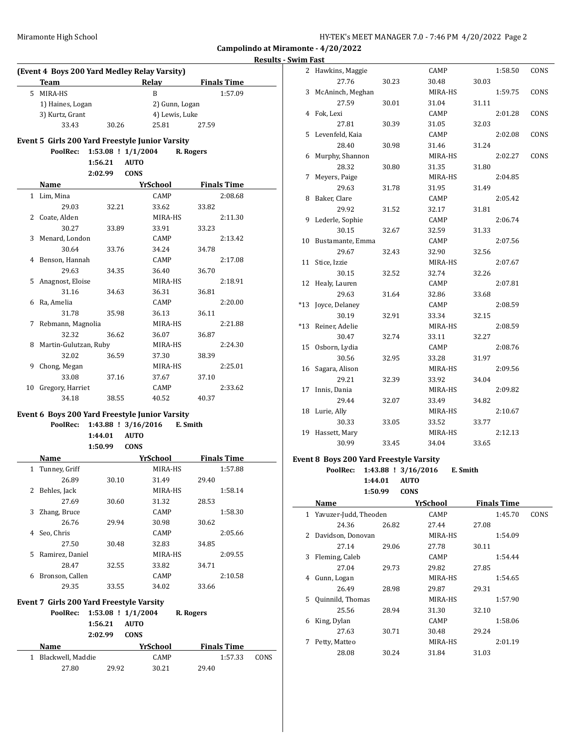**Campolindo at Miramonte - 4/20/2022**

**Results - Swim Fast**

### (Event 4 Boys 200 Yard Medley Relay Varsity)

| | Team | | Relay | | Finals Time |
|---|---|---|---|---|---|
| 5 | MIRA-HS | | B | | 1:57.09 |
| | 1) Haines, Logan | | 2) Gunn, Logan | | |
| | 3) Kurtz, Grant | | 4) Lewis, Luke | | |
| | 33.43 | 30.26 | 25.81 | 27.59 | |

### Event 5 Girls 200 Yard Freestyle Junior Varsity

PoolRec: 1:53.08 ! 1/1/2004 R. Rogers
1:56.21 AUTO
2:02.99 CONS

| | Name | | YrSchool | | Finals Time |
|---|---|---|---|---|---|
| 1 | Lim, Mina | | CAMP | | 2:08.68 |
| | 29.03 | 32.21 | 33.62 | 33.82 | |
| 2 | Coate, Alden | | MIRA-HS | | 2:11.30 |
| | 30.27 | 33.89 | 33.91 | 33.23 | |
| 3 | Menard, London | | CAMP | | 2:13.42 |
| | 30.64 | 33.76 | 34.24 | 34.78 | |
| 4 | Benson, Hannah | | CAMP | | 2:17.08 |
| | 29.63 | 34.35 | 36.40 | 36.70 | |
| 5 | Anagnost, Eloise | | MIRA-HS | | 2:18.91 |
| | 31.16 | 34.63 | 36.31 | 36.81 | |
| 6 | Ra, Amelia | | CAMP | | 2:20.00 |
| | 31.78 | 35.98 | 36.13 | 36.11 | |
| 7 | Rebmann, Magnolia | | MIRA-HS | | 2:21.88 |
| | 32.32 | 36.62 | 36.07 | 36.87 | |
| 8 | Martin-Gulutzan, Ruby | | MIRA-HS | | 2:24.30 |
| | 32.02 | 36.59 | 37.30 | 38.39 | |
| 9 | Chong, Megan | | MIRA-HS | | 2:25.01 |
| | 33.08 | 37.16 | 37.67 | 37.10 | |
| 10 | Gregory, Harriet | | CAMP | | 2:33.62 |
| | 34.18 | 38.55 | 40.52 | 40.37 | |

### Event 6 Boys 200 Yard Freestyle Junior Varsity

PoolRec: 1:43.88 ! 3/16/2016 E. Smith
1:44.01 AUTO
1:50.99 CONS

| | Name | | YrSchool | | Finals Time |
|---|---|---|---|---|---|
| 1 | Tunney, Griff | | MIRA-HS | | 1:57.88 |
| | 26.89 | 30.10 | 31.49 | 29.40 | |
| 2 | Behles, Jack | | MIRA-HS | | 1:58.14 |
| | 27.69 | 30.60 | 31.32 | 28.53 | |
| 3 | Zhang, Bruce | | CAMP | | 1:58.30 |
| | 26.76 | 29.94 | 30.98 | 30.62 | |
| 4 | Seo, Chris | | CAMP | | 2:05.66 |
| | 27.50 | 30.48 | 32.83 | 34.85 | |
| 5 | Ramirez, Daniel | | MIRA-HS | | 2:09.55 |
| | 28.47 | 32.55 | 33.82 | 34.71 | |
| 6 | Bronson, Callen | | CAMP | | 2:10.58 |
| | 29.35 | 33.55 | 34.02 | 33.66 | |

### Event 7 Girls 200 Yard Freestyle Varsity

PoolRec: 1:53.08 ! 1/1/2004 R. Rogers
1:56.21 AUTO
2:02.99 CONS

| | Name | | YrSchool | | Finals Time | |
|---|---|---|---|---|---|---|
| 1 | Blackwell, Maddie | | CAMP | | 1:57.33 | CONS |
| | 27.80 | 29.92 | 30.21 | 29.40 | | |
| 2 | Hawkins, Maggie | | CAMP | | 1:58.50 | CONS |
| | 27.76 | 30.23 | 30.48 | 30.03 | | |
| 3 | McAninch, Meghan | | MIRA-HS | | 1:59.75 | CONS |
| | 27.59 | 30.01 | 31.04 | 31.11 | | |
| 4 | Fok, Lexi | | CAMP | | 2:01.28 | CONS |
| | 27.81 | 30.39 | 31.05 | 32.03 | | |
| 5 | Levenfeld, Kaia | | CAMP | | 2:02.08 | CONS |
| | 28.40 | 30.98 | 31.46 | 31.24 | | |
| 6 | Murphy, Shannon | | MIRA-HS | | 2:02.27 | CONS |
| | 28.32 | 30.80 | 31.35 | 31.80 | | |
| 7 | Meyers, Paige | | MIRA-HS | | 2:04.85 | |
| | 29.63 | 31.78 | 31.95 | 31.49 | | |
| 8 | Baker, Clare | | CAMP | | 2:05.42 | |
| | 29.92 | 31.52 | 32.17 | 31.81 | | |
| 9 | Lederle, Sophie | | CAMP | | 2:06.74 | |
| | 30.15 | 32.67 | 32.59 | 31.33 | | |
| 10 | Bustamante, Emma | | CAMP | | 2:07.56 | |
| | 29.67 | 32.43 | 32.90 | 32.56 | | |
| 11 | Stice, Izzie | | MIRA-HS | | 2:07.67 | |
| | 30.15 | 32.52 | 32.74 | 32.26 | | |
| 12 | Healy, Lauren | | CAMP | | 2:07.81 | |
| | 29.63 | 31.64 | 32.86 | 33.68 | | |
| *13 | Joyce, Delaney | | CAMP | | 2:08.59 | |
| | 30.19 | 32.91 | 33.34 | 32.15 | | |
| *13 | Reiner, Adelie | | MIRA-HS | | 2:08.59 | |
| | 30.47 | 32.74 | 33.11 | 32.27 | | |
| 15 | Osborn, Lydia | | CAMP | | 2:08.76 | |
| | 30.56 | 32.95 | 33.28 | 31.97 | | |
| 16 | Sagara, Alison | | MIRA-HS | | 2:09.56 | |
| | 29.21 | 32.39 | 33.92 | 34.04 | | |
| 17 | Innis, Dania | | MIRA-HS | | 2:09.82 | |
| | 29.44 | 32.07 | 33.49 | 34.82 | | |
| 18 | Lurie, Ally | | MIRA-HS | | 2:10.67 | |
| | 30.33 | 33.05 | 33.52 | 33.77 | | |
| 19 | Hassett, Mary | | MIRA-HS | | 2:12.13 | |
| | 30.99 | 33.45 | 34.04 | 33.65 | | |

### Event 8 Boys 200 Yard Freestyle Varsity

PoolRec: 1:43.88 ! 3/16/2016 E. Smith
1:44.01 AUTO
1:50.99 CONS

| | Name | | YrSchool | | Finals Time | |
|---|---|---|---|---|---|---|
| 1 | Yavuzer-Judd, Theoden | | CAMP | | 1:45.70 | CONS |
| | 24.36 | 26.82 | 27.44 | 27.08 | | |
| 2 | Davidson, Donovan | | MIRA-HS | | 1:54.09 | |
| | 27.14 | 29.06 | 27.78 | 30.11 | | |
| 3 | Fleming, Caleb | | CAMP | | 1:54.44 | |
| | 27.04 | 29.73 | 29.82 | 27.85 | | |
| 4 | Gunn, Logan | | MIRA-HS | | 1:54.65 | |
| | 26.49 | 28.98 | 29.87 | 29.31 | | |
| 5 | Quinnild, Thomas | | MIRA-HS | | 1:57.90 | |
| | 25.56 | 28.94 | 31.30 | 32.10 | | |
| 6 | King, Dylan | | CAMP | | 1:58.06 | |
| | 27.63 | 30.71 | 30.48 | 29.24 | | |
| 7 | Petty, Matteo | | MIRA-HS | | 2:01.19 | |
| | 28.08 | 30.24 | 31.84 | 31.03 | | |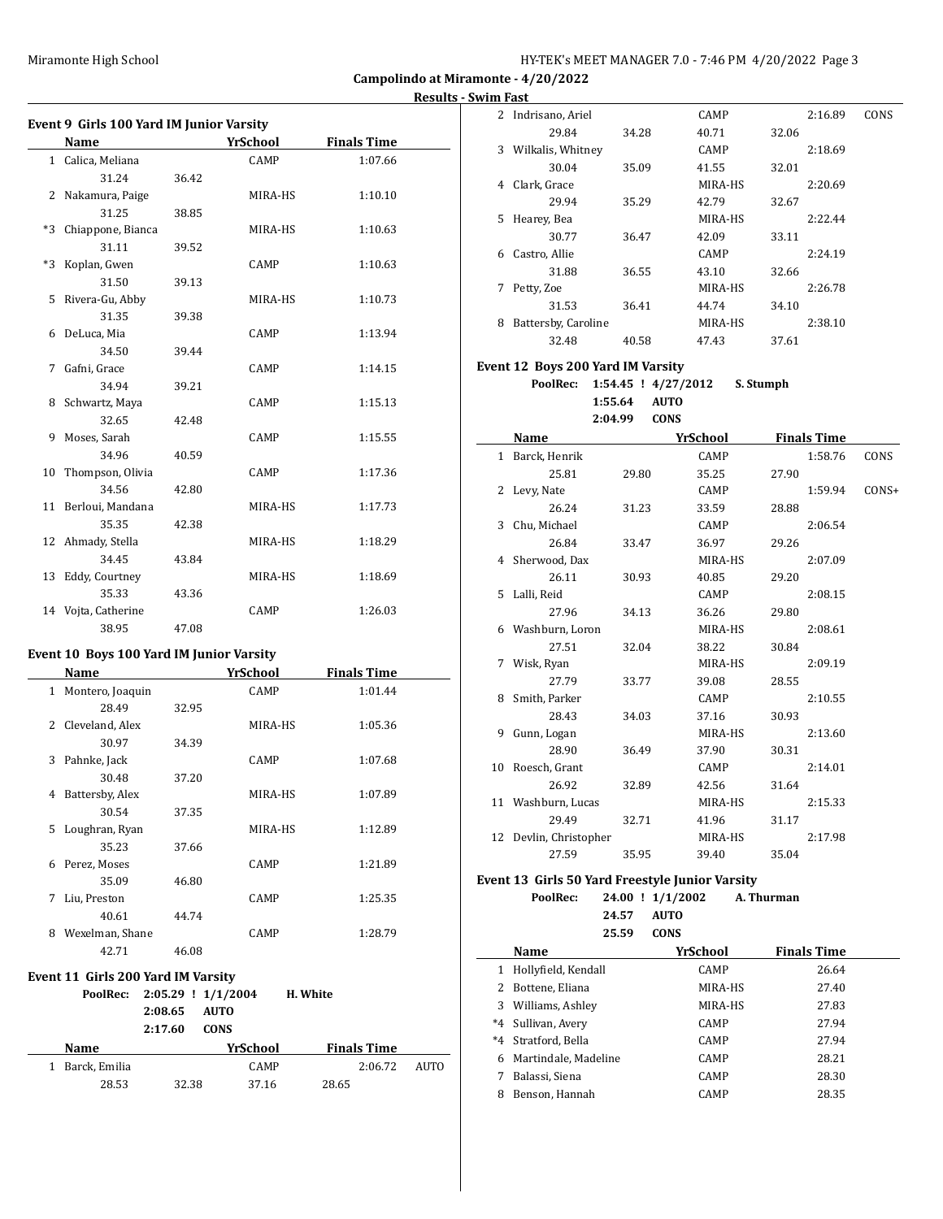## Campolindo at Miramonte - 4/20/2022

### Results - Swim Fast

#### Event 9 Girls 100 Yard IM Junior Varsity

| | Name | YrSchool | Finals Time |
|---|---|---|---|
| 1 | Calica, Meliana | CAMP | 1:07.66 |
| | 31.24 36.42 | | |
| 2 | Nakamura, Paige | MIRA-HS | 1:10.10 |
| | 31.25 38.85 | | |
| *3 | Chiappone, Bianca | MIRA-HS | 1:10.63 |
| | 31.11 39.52 | | |
| *3 | Koplan, Gwen | CAMP | 1:10.63 |
| | 31.50 39.13 | | |
| 5 | Rivera-Gu, Abby | MIRA-HS | 1:10.73 |
| | 31.35 39.38 | | |
| 6 | DeLuca, Mia | CAMP | 1:13.94 |
| | 34.50 39.44 | | |
| 7 | Gafni, Grace | CAMP | 1:14.15 |
| | 34.94 39.21 | | |
| 8 | Schwartz, Maya | CAMP | 1:15.13 |
| | 32.65 42.48 | | |
| 9 | Moses, Sarah | CAMP | 1:15.55 |
| | 34.96 40.59 | | |
| 10 | Thompson, Olivia | CAMP | 1:17.36 |
| | 34.56 42.80 | | |
| 11 | Berloui, Mandana | MIRA-HS | 1:17.73 |
| | 35.35 42.38 | | |
| 12 | Ahmady, Stella | MIRA-HS | 1:18.29 |
| | 34.45 43.84 | | |
| 13 | Eddy, Courtney | MIRA-HS | 1:18.69 |
| | 35.33 43.36 | | |
| 14 | Vojta, Catherine | CAMP | 1:26.03 |
| | 38.95 47.08 | | |

#### Event 10 Boys 100 Yard IM Junior Varsity

| | Name | YrSchool | Finals Time |
|---|---|---|---|
| 1 | Montero, Joaquin | CAMP | 1:01.44 |
| | 28.49 32.95 | | |
| 2 | Cleveland, Alex | MIRA-HS | 1:05.36 |
| | 30.97 34.39 | | |
| 3 | Pahnke, Jack | CAMP | 1:07.68 |
| | 30.48 37.20 | | |
| 4 | Battersby, Alex | MIRA-HS | 1:07.89 |
| | 30.54 37.35 | | |
| 5 | Loughran, Ryan | MIRA-HS | 1:12.89 |
| | 35.23 37.66 | | |
| 6 | Perez, Moses | CAMP | 1:21.89 |
| | 35.09 46.80 | | |
| 7 | Liu, Preston | CAMP | 1:25.35 |
| | 40.61 44.74 | | |
| 8 | Wexelman, Shane | CAMP | 1:28.79 |
| | 42.71 46.08 | | |

#### Event 11 Girls 200 Yard IM Varsity

PoolRec: 2:05.29 ! 1/1/2004 H. White
2:08.65 AUTO
2:17.60 CONS

| | Name | YrSchool | Finals Time | |
|---|---|---|---|---|
| 1 | Barck, Emilia | CAMP | 2:06.72 | AUTO |
| | 28.53 32.38 37.16 28.65 | | | |
| 2 | Indrisano, Ariel | CAMP | 2:16.89 | CONS |
| | 29.84 34.28 40.71 32.06 | | | |
| 3 | Wilkalis, Whitney | CAMP | 2:18.69 | |
| | 30.04 35.09 41.55 32.01 | | | |
| 4 | Clark, Grace | MIRA-HS | 2:20.69 | |
| | 29.94 35.29 42.79 32.67 | | | |
| 5 | Hearey, Bea | MIRA-HS | 2:22.44 | |
| | 30.77 36.47 42.09 33.11 | | | |
| 6 | Castro, Allie | CAMP | 2:24.19 | |
| | 31.88 36.55 43.10 32.66 | | | |
| 7 | Petty, Zoe | MIRA-HS | 2:26.78 | |
| | 31.53 36.41 44.74 34.10 | | | |
| 8 | Battersby, Caroline | MIRA-HS | 2:38.10 | |
| | 32.48 40.58 47.43 37.61 | | | |

#### Event 12 Boys 200 Yard IM Varsity

PoolRec: 1:54.45 ! 4/27/2012 S. Stumph
1:55.64 AUTO
2:04.99 CONS

| | Name | YrSchool | Finals Time | |
|---|---|---|---|---|
| 1 | Barck, Henrik | CAMP | 1:58.76 | CONS |
| | 25.81 29.80 35.25 27.90 | | | |
| 2 | Levy, Nate | CAMP | 1:59.94 | CONS+ |
| | 26.24 31.23 33.59 28.88 | | | |
| 3 | Chu, Michael | CAMP | 2:06.54 | |
| | 26.84 33.47 36.97 29.26 | | | |
| 4 | Sherwood, Dax | MIRA-HS | 2:07.09 | |
| | 26.11 30.93 40.85 29.20 | | | |
| 5 | Lalli, Reid | CAMP | 2:08.15 | |
| | 27.96 34.13 36.26 29.80 | | | |
| 6 | Washburn, Loron | MIRA-HS | 2:08.61 | |
| | 27.51 32.04 38.22 30.84 | | | |
| 7 | Wisk, Ryan | MIRA-HS | 2:09.19 | |
| | 27.79 33.77 39.08 28.55 | | | |
| 8 | Smith, Parker | CAMP | 2:10.55 | |
| | 28.43 34.03 37.16 30.93 | | | |
| 9 | Gunn, Logan | MIRA-HS | 2:13.60 | |
| | 28.90 36.49 37.90 30.31 | | | |
| 10 | Roesch, Grant | CAMP | 2:14.01 | |
| | 26.92 32.89 42.56 31.64 | | | |
| 11 | Washburn, Lucas | MIRA-HS | 2:15.33 | |
| | 29.49 32.71 41.96 31.17 | | | |
| 12 | Devlin, Christopher | MIRA-HS | 2:17.98 | |
| | 27.59 35.95 39.40 35.04 | | | |

#### Event 13 Girls 50 Yard Freestyle Junior Varsity

PoolRec: 24.00 ! 1/1/2002 A. Thurman
24.57 AUTO
25.59 CONS

| | Name | YrSchool | Finals Time |
|---|---|---|---|
| 1 | Hollyfield, Kendall | CAMP | 26.64 |
| 2 | Bottene, Eliana | MIRA-HS | 27.40 |
| 3 | Williams, Ashley | MIRA-HS | 27.83 |
| *4 | Sullivan, Avery | CAMP | 27.94 |
| *4 | Stratford, Bella | CAMP | 27.94 |
| 6 | Martindale, Madeline | CAMP | 28.21 |
| 7 | Balassi, Siena | CAMP | 28.30 |
| 8 | Benson, Hannah | CAMP | 28.35 |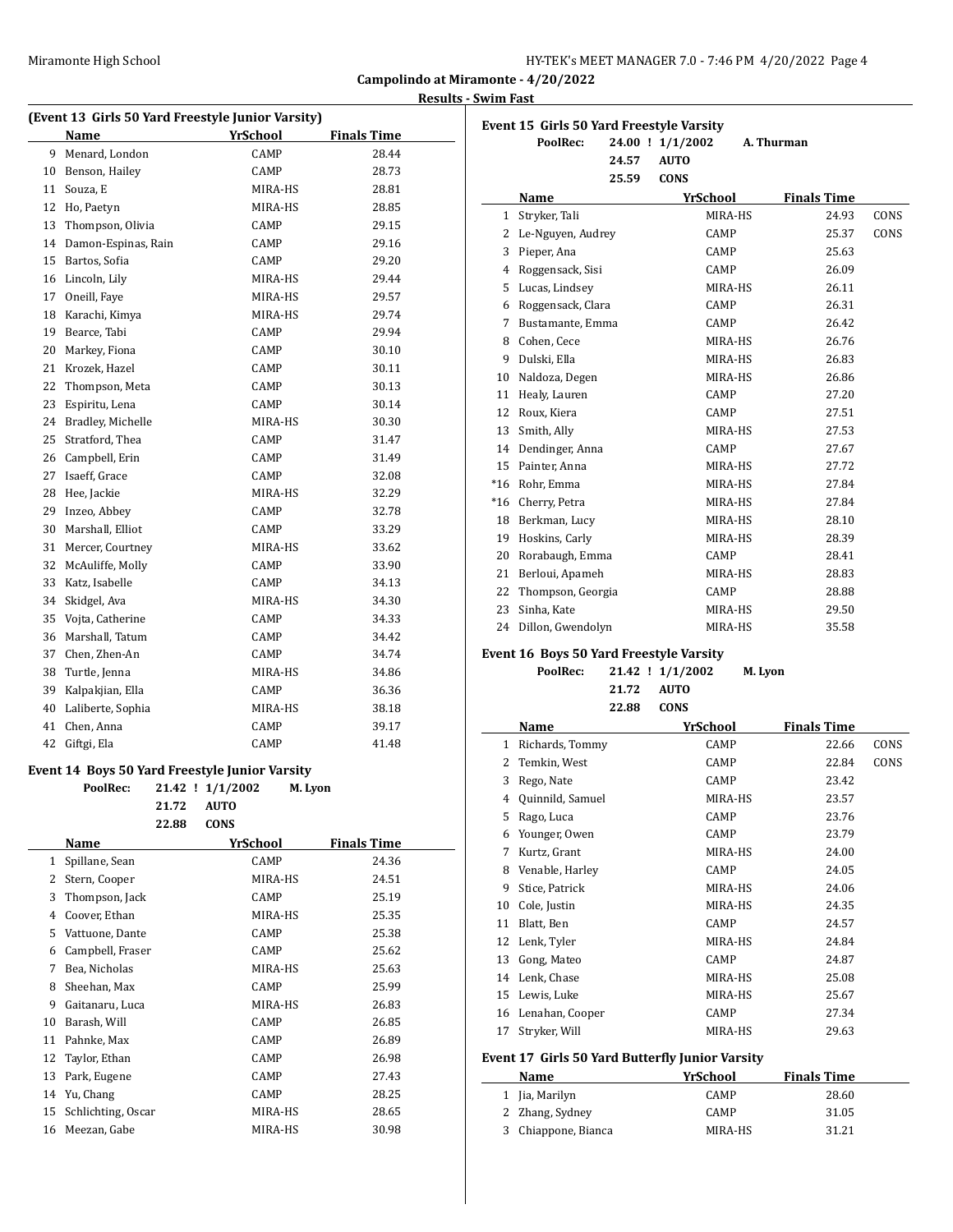**Campolindo at Miramonte - 4/20/2022**

**Results - Swim Fast**

### (Event 13 Girls 50 Yard Freestyle Junior Varsity)

| | Name | YrSchool | Finals Time |
|---|---|---|---|
| 9 | Menard, London | CAMP | 28.44 |
| 10 | Benson, Hailey | CAMP | 28.73 |
| 11 | Souza, E | MIRA-HS | 28.81 |
| 12 | Ho, Paetyn | MIRA-HS | 28.85 |
| 13 | Thompson, Olivia | CAMP | 29.15 |
| 14 | Damon-Espinas, Rain | CAMP | 29.16 |
| 15 | Bartos, Sofia | CAMP | 29.20 |
| 16 | Lincoln, Lily | MIRA-HS | 29.44 |
| 17 | Oneill, Faye | MIRA-HS | 29.57 |
| 18 | Karachi, Kimya | MIRA-HS | 29.74 |
| 19 | Bearce, Tabi | CAMP | 29.94 |
| 20 | Markey, Fiona | CAMP | 30.10 |
| 21 | Krozek, Hazel | CAMP | 30.11 |
| 22 | Thompson, Meta | CAMP | 30.13 |
| 23 | Espiritu, Lena | CAMP | 30.14 |
| 24 | Bradley, Michelle | MIRA-HS | 30.30 |
| 25 | Stratford, Thea | CAMP | 31.47 |
| 26 | Campbell, Erin | CAMP | 31.49 |
| 27 | Isaeff, Grace | CAMP | 32.08 |
| 28 | Hee, Jackie | MIRA-HS | 32.29 |
| 29 | Inzeo, Abbey | CAMP | 32.78 |
| 30 | Marshall, Elliot | CAMP | 33.29 |
| 31 | Mercer, Courtney | MIRA-HS | 33.62 |
| 32 | McAuliffe, Molly | CAMP | 33.90 |
| 33 | Katz, Isabelle | CAMP | 34.13 |
| 34 | Skidgel, Ava | MIRA-HS | 34.30 |
| 35 | Vojta, Catherine | CAMP | 34.33 |
| 36 | Marshall, Tatum | CAMP | 34.42 |
| 37 | Chen, Zhen-An | CAMP | 34.74 |
| 38 | Turtle, Jenna | MIRA-HS | 34.86 |
| 39 | Kalpakjian, Ella | CAMP | 36.36 |
| 40 | Laliberte, Sophia | MIRA-HS | 38.18 |
| 41 | Chen, Anna | CAMP | 39.17 |
| 42 | Giftgi, Ela | CAMP | 41.48 |

### Event 14 Boys 50 Yard Freestyle Junior Varsity

**PoolRec:** 21.42 ! 1/1/2002 M. Lyon
21.72 **AUTO**
22.88 **CONS**

| | Name | YrSchool | Finals Time |
|---|---|---|---|
| 1 | Spillane, Sean | CAMP | 24.36 |
| 2 | Stern, Cooper | MIRA-HS | 24.51 |
| 3 | Thompson, Jack | CAMP | 25.19 |
| 4 | Coover, Ethan | MIRA-HS | 25.35 |
| 5 | Vattuone, Dante | CAMP | 25.38 |
| 6 | Campbell, Fraser | CAMP | 25.62 |
| 7 | Bea, Nicholas | MIRA-HS | 25.63 |
| 8 | Sheehan, Max | CAMP | 25.99 |
| 9 | Gaitanaru, Luca | MIRA-HS | 26.83 |
| 10 | Barash, Will | CAMP | 26.85 |
| 11 | Pahnke, Max | CAMP | 26.89 |
| 12 | Taylor, Ethan | CAMP | 26.98 |
| 13 | Park, Eugene | CAMP | 27.43 |
| 14 | Yu, Chang | CAMP | 28.25 |
| 15 | Schlichting, Oscar | MIRA-HS | 28.65 |
| 16 | Meezan, Gabe | MIRA-HS | 30.98 |

### Event 15 Girls 50 Yard Freestyle Varsity

**PoolRec:** 24.00 ! 1/1/2002 A. Thurman
24.57 **AUTO**
25.59 **CONS**

| | Name | YrSchool | Finals Time | |
|---|---|---|---|---|
| 1 | Stryker, Tali | MIRA-HS | 24.93 | CONS |
| 2 | Le-Nguyen, Audrey | CAMP | 25.37 | CONS |
| 3 | Pieper, Ana | CAMP | 25.63 | |
| 4 | Roggensack, Sisi | CAMP | 26.09 | |
| 5 | Lucas, Lindsey | MIRA-HS | 26.11 | |
| 6 | Roggensack, Clara | CAMP | 26.31 | |
| 7 | Bustamante, Emma | CAMP | 26.42 | |
| 8 | Cohen, Cece | MIRA-HS | 26.76 | |
| 9 | Dulski, Ella | MIRA-HS | 26.83 | |
| 10 | Naldoza, Degen | MIRA-HS | 26.86 | |
| 11 | Healy, Lauren | CAMP | 27.20 | |
| 12 | Roux, Kiera | CAMP | 27.51 | |
| 13 | Smith, Ally | MIRA-HS | 27.53 | |
| 14 | Dendinger, Anna | CAMP | 27.67 | |
| 15 | Painter, Anna | MIRA-HS | 27.72 | |
| *16 | Rohr, Emma | MIRA-HS | 27.84 | |
| *16 | Cherry, Petra | MIRA-HS | 27.84 | |
| 18 | Berkman, Lucy | MIRA-HS | 28.10 | |
| 19 | Hoskins, Carly | MIRA-HS | 28.39 | |
| 20 | Rorabaugh, Emma | CAMP | 28.41 | |
| 21 | Berloui, Apameh | MIRA-HS | 28.83 | |
| 22 | Thompson, Georgia | CAMP | 28.88 | |
| 23 | Sinha, Kate | MIRA-HS | 29.50 | |
| 24 | Dillon, Gwendolyn | MIRA-HS | 35.58 | |

### Event 16 Boys 50 Yard Freestyle Varsity

**PoolRec:** 21.42 ! 1/1/2002 M. Lyon
21.72 **AUTO**
22.88 **CONS**

| | Name | YrSchool | Finals Time | |
|---|---|---|---|---|
| 1 | Richards, Tommy | CAMP | 22.66 | CONS |
| 2 | Temkin, West | CAMP | 22.84 | CONS |
| 3 | Rego, Nate | CAMP | 23.42 | |
| 4 | Quinnild, Samuel | MIRA-HS | 23.57 | |
| 5 | Rago, Luca | CAMP | 23.76 | |
| 6 | Younger, Owen | CAMP | 23.79 | |
| 7 | Kurtz, Grant | MIRA-HS | 24.00 | |
| 8 | Venable, Harley | CAMP | 24.05 | |
| 9 | Stice, Patrick | MIRA-HS | 24.06 | |
| 10 | Cole, Justin | MIRA-HS | 24.35 | |
| 11 | Blatt, Ben | CAMP | 24.57 | |
| 12 | Lenk, Tyler | MIRA-HS | 24.84 | |
| 13 | Gong, Mateo | CAMP | 24.87 | |
| 14 | Lenk, Chase | MIRA-HS | 25.08 | |
| 15 | Lewis, Luke | MIRA-HS | 25.67 | |
| 16 | Lenahan, Cooper | CAMP | 27.34 | |
| 17 | Stryker, Will | MIRA-HS | 29.63 | |

### Event 17 Girls 50 Yard Butterfly Junior Varsity

| | Name | YrSchool | Finals Time |
|---|---|---|---|
| 1 | Jia, Marilyn | CAMP | 28.60 |
| 2 | Zhang, Sydney | CAMP | 31.05 |
| 3 | Chiappone, Bianca | MIRA-HS | 31.21 |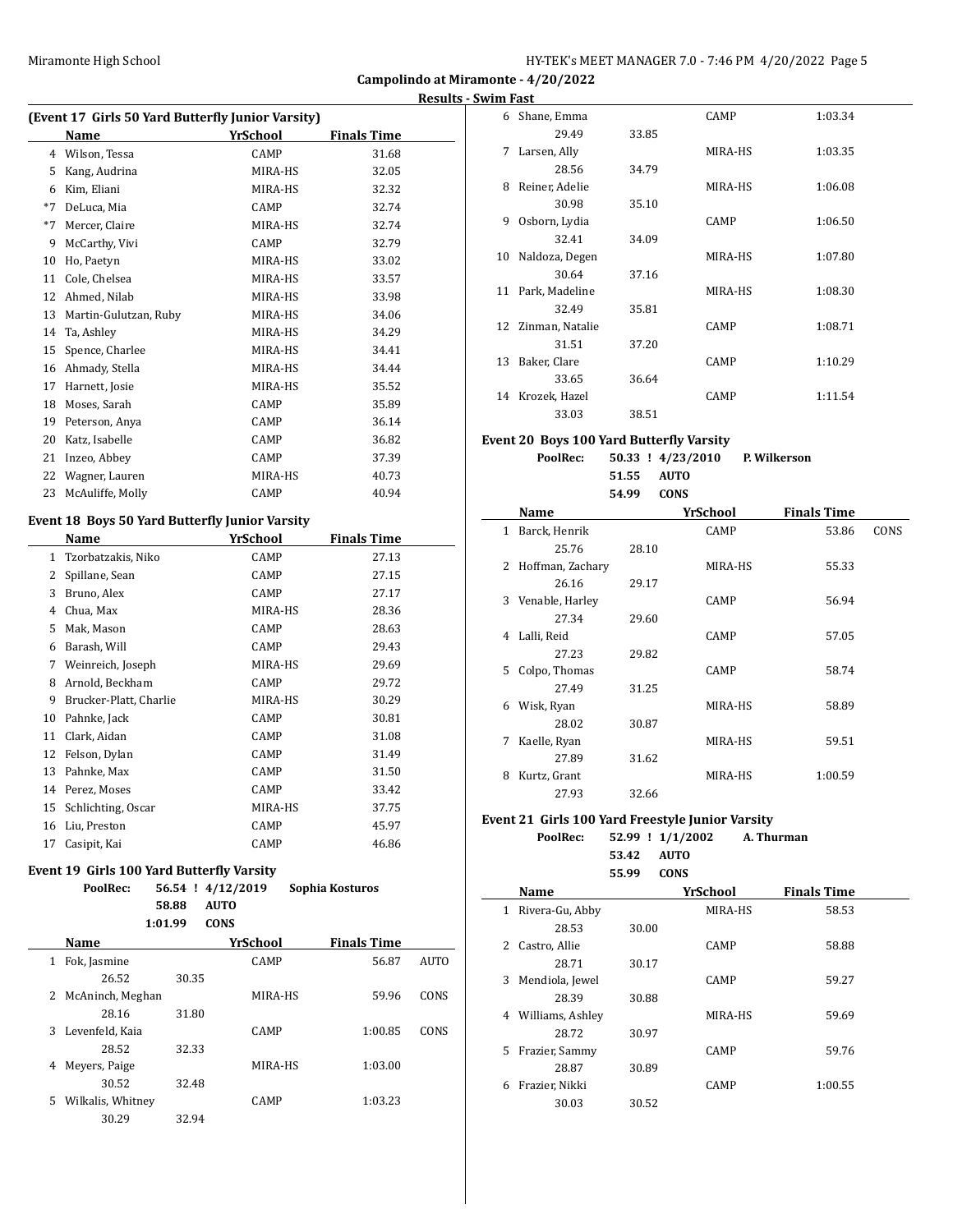## Campolindo at Miramonte - 4/20/2022

### Results - Swim Fast

#### (Event 17 Girls 50 Yard Butterfly Junior Varsity)

| | Name | YrSchool | Finals Time |
|---|---|---|---|
| 4 | Wilson, Tessa | CAMP | 31.68 |
| 5 | Kang, Audrina | MIRA-HS | 32.05 |
| 6 | Kim, Eliani | MIRA-HS | 32.32 |
| *7 | DeLuca, Mia | CAMP | 32.74 |
| *7 | Mercer, Claire | MIRA-HS | 32.74 |
| 9 | McCarthy, Vivi | CAMP | 32.79 |
| 10 | Ho, Paetyn | MIRA-HS | 33.02 |
| 11 | Cole, Chelsea | MIRA-HS | 33.57 |
| 12 | Ahmed, Nilab | MIRA-HS | 33.98 |
| 13 | Martin-Gulutzan, Ruby | MIRA-HS | 34.06 |
| 14 | Ta, Ashley | MIRA-HS | 34.29 |
| 15 | Spence, Charlee | MIRA-HS | 34.41 |
| 16 | Ahmady, Stella | MIRA-HS | 34.44 |
| 17 | Harnett, Josie | MIRA-HS | 35.52 |
| 18 | Moses, Sarah | CAMP | 35.89 |
| 19 | Peterson, Anya | CAMP | 36.14 |
| 20 | Katz, Isabelle | CAMP | 36.82 |
| 21 | Inzeo, Abbey | CAMP | 37.39 |
| 22 | Wagner, Lauren | MIRA-HS | 40.73 |
| 23 | McAuliffe, Molly | CAMP | 40.94 |

#### Event 18 Boys 50 Yard Butterfly Junior Varsity

| | Name | YrSchool | Finals Time |
|---|---|---|---|
| 1 | Tzorbatzakis, Niko | CAMP | 27.13 |
| 2 | Spillane, Sean | CAMP | 27.15 |
| 3 | Bruno, Alex | CAMP | 27.17 |
| 4 | Chua, Max | MIRA-HS | 28.36 |
| 5 | Mak, Mason | CAMP | 28.63 |
| 6 | Barash, Will | CAMP | 29.43 |
| 7 | Weinreich, Joseph | MIRA-HS | 29.69 |
| 8 | Arnold, Beckham | CAMP | 29.72 |
| 9 | Brucker-Platt, Charlie | MIRA-HS | 30.29 |
| 10 | Pahnke, Jack | CAMP | 30.81 |
| 11 | Clark, Aidan | CAMP | 31.08 |
| 12 | Felson, Dylan | CAMP | 31.49 |
| 13 | Pahnke, Max | CAMP | 31.50 |
| 14 | Perez, Moses | CAMP | 33.42 |
| 15 | Schlichting, Oscar | MIRA-HS | 37.75 |
| 16 | Liu, Preston | CAMP | 45.97 |
| 17 | Casipit, Kai | CAMP | 46.86 |

#### Event 19 Girls 100 Yard Butterfly Varsity

PoolRec: 56.54 ! 4/12/2019 Sophia Kosturos
58.88 AUTO
1:01.99 CONS

| | Name | | YrSchool | Finals Time | |
|---|---|---|---|---|---|
| 1 | Fok, Jasmine | | CAMP | 56.87 | AUTO |
| | 26.52 | 30.35 | | | |
| 2 | McAninch, Meghan | | MIRA-HS | 59.96 | CONS |
| | 28.16 | 31.80 | | | |
| 3 | Levenfeld, Kaia | | CAMP | 1:00.85 | CONS |
| | 28.52 | 32.33 | | | |
| 4 | Meyers, Paige | | MIRA-HS | 1:03.00 | |
| | 30.52 | 32.48 | | | |
| 5 | Wilkalis, Whitney | | CAMP | 1:03.23 | |
| | 30.29 | 32.94 | | | |
| 6 | Shane, Emma | | CAMP | 1:03.34 | |
| | 29.49 | 33.85 | | | |
| 7 | Larsen, Ally | | MIRA-HS | 1:03.35 | |
| | 28.56 | 34.79 | | | |
| 8 | Reiner, Adelie | | MIRA-HS | 1:06.08 | |
| | 30.98 | 35.10 | | | |
| 9 | Osborn, Lydia | | CAMP | 1:06.50 | |
| | 32.41 | 34.09 | | | |
| 10 | Naldoza, Degen | | MIRA-HS | 1:07.80 | |
| | 30.64 | 37.16 | | | |
| 11 | Park, Madeline | | MIRA-HS | 1:08.30 | |
| | 32.49 | 35.81 | | | |
| 12 | Zinman, Natalie | | CAMP | 1:08.71 | |
| | 31.51 | 37.20 | | | |
| 13 | Baker, Clare | | CAMP | 1:10.29 | |
| | 33.65 | 36.64 | | | |
| 14 | Krozek, Hazel | | CAMP | 1:11.54 | |
| | 33.03 | 38.51 | | | |

#### Event 20 Boys 100 Yard Butterfly Varsity

PoolRec: 50.33 ! 4/23/2010 P. Wilkerson
51.55 AUTO
54.99 CONS

| | Name | | YrSchool | Finals Time | |
|---|---|---|---|---|---|
| 1 | Barck, Henrik | | CAMP | 53.86 | CONS |
| | 25.76 | 28.10 | | | |
| 2 | Hoffman, Zachary | | MIRA-HS | 55.33 | |
| | 26.16 | 29.17 | | | |
| 3 | Venable, Harley | | CAMP | 56.94 | |
| | 27.34 | 29.60 | | | |
| 4 | Lalli, Reid | | CAMP | 57.05 | |
| | 27.23 | 29.82 | | | |
| 5 | Colpo, Thomas | | CAMP | 58.74 | |
| | 27.49 | 31.25 | | | |
| 6 | Wisk, Ryan | | MIRA-HS | 58.89 | |
| | 28.02 | 30.87 | | | |
| 7 | Kaelle, Ryan | | MIRA-HS | 59.51 | |
| | 27.89 | 31.62 | | | |
| 8 | Kurtz, Grant | | MIRA-HS | 1:00.59 | |
| | 27.93 | 32.66 | | | |

#### Event 21 Girls 100 Yard Freestyle Junior Varsity

PoolRec: 52.99 ! 1/1/2002 A. Thurman
53.42 AUTO
55.99 CONS

| | Name | | YrSchool | Finals Time |
|---|---|---|---|---|
| 1 | Rivera-Gu, Abby | | MIRA-HS | 58.53 |
| | 28.53 | 30.00 | | |
| 2 | Castro, Allie | | CAMP | 58.88 |
| | 28.71 | 30.17 | | |
| 3 | Mendiola, Jewel | | CAMP | 59.27 |
| | 28.39 | 30.88 | | |
| 4 | Williams, Ashley | | MIRA-HS | 59.69 |
| | 28.72 | 30.97 | | |
| 5 | Frazier, Sammy | | CAMP | 59.76 |
| | 28.87 | 30.89 | | |
| 6 | Frazier, Nikki | | CAMP | 1:00.55 |
| | 30.03 | 30.52 | | |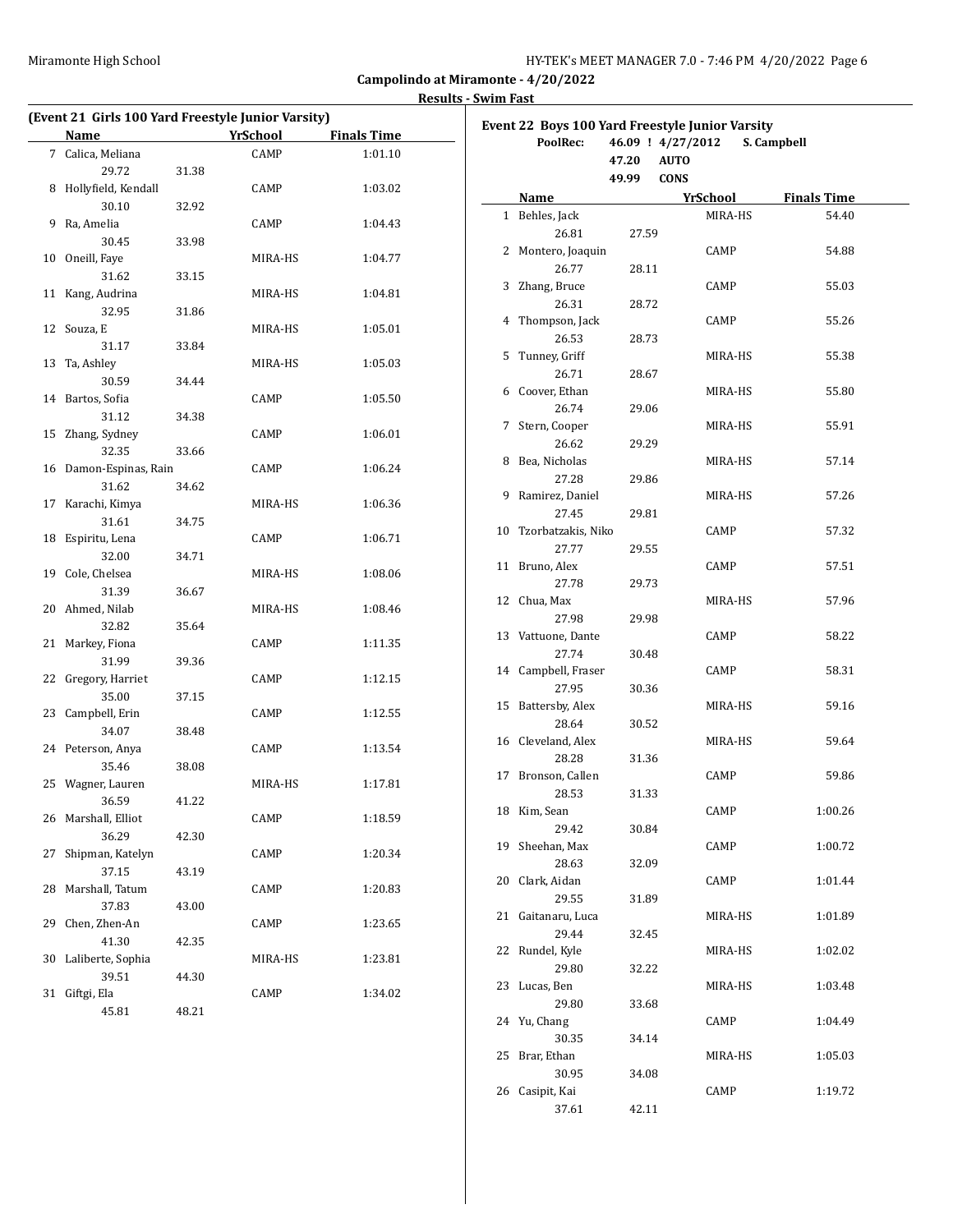**Campolindo at Miramonte - 4/20/2022**

**Results - Swim Fast**

### (Event 21 Girls 100 Yard Freestyle Junior Varsity)

| | Name | YrSchool | Finals Time |
|---|---|---|---|
| 7 | Calica, Meliana | CAMP | 1:01.10 |
| | 29.72 31.38 | | |
| 8 | Hollyfield, Kendall | CAMP | 1:03.02 |
| | 30.10 32.92 | | |
| 9 | Ra, Amelia | CAMP | 1:04.43 |
| | 30.45 33.98 | | |
| 10 | Oneill, Faye | MIRA-HS | 1:04.77 |
| | 31.62 33.15 | | |
| 11 | Kang, Audrina | MIRA-HS | 1:04.81 |
| | 32.95 31.86 | | |
| 12 | Souza, E | MIRA-HS | 1:05.01 |
| | 31.17 33.84 | | |
| 13 | Ta, Ashley | MIRA-HS | 1:05.03 |
| | 30.59 34.44 | | |
| 14 | Bartos, Sofia | CAMP | 1:05.50 |
| | 31.12 34.38 | | |
| 15 | Zhang, Sydney | CAMP | 1:06.01 |
| | 32.35 33.66 | | |
| 16 | Damon-Espinas, Rain | CAMP | 1:06.24 |
| | 31.62 34.62 | | |
| 17 | Karachi, Kimya | MIRA-HS | 1:06.36 |
| | 31.61 34.75 | | |
| 18 | Espiritu, Lena | CAMP | 1:06.71 |
| | 32.00 34.71 | | |
| 19 | Cole, Chelsea | MIRA-HS | 1:08.06 |
| | 31.39 36.67 | | |
| 20 | Ahmed, Nilab | MIRA-HS | 1:08.46 |
| | 32.82 35.64 | | |
| 21 | Markey, Fiona | CAMP | 1:11.35 |
| | 31.99 39.36 | | |
| 22 | Gregory, Harriet | CAMP | 1:12.15 |
| | 35.00 37.15 | | |
| 23 | Campbell, Erin | CAMP | 1:12.55 |
| | 34.07 38.48 | | |
| 24 | Peterson, Anya | CAMP | 1:13.54 |
| | 35.46 38.08 | | |
| 25 | Wagner, Lauren | MIRA-HS | 1:17.81 |
| | 36.59 41.22 | | |
| 26 | Marshall, Elliot | CAMP | 1:18.59 |
| | 36.29 42.30 | | |
| 27 | Shipman, Katelyn | CAMP | 1:20.34 |
| | 37.15 43.19 | | |
| 28 | Marshall, Tatum | CAMP | 1:20.83 |
| | 37.83 43.00 | | |
| 29 | Chen, Zhen-An | CAMP | 1:23.65 |
| | 41.30 42.35 | | |
| 30 | Laliberte, Sophia | MIRA-HS | 1:23.81 |
| | 39.51 44.30 | | |
| 31 | Giftgi, Ela | CAMP | 1:34.02 |
| | 45.81 48.21 | | |

### Event 22 Boys 100 Yard Freestyle Junior Varsity

PoolRec: 46.09 ! 4/27/2012 S. Campbell
47.20 AUTO
49.99 CONS

| | Name | YrSchool | Finals Time |
|---|---|---|---|
| 1 | Behles, Jack | MIRA-HS | 54.40 |
| | 26.81 27.59 | | |
| 2 | Montero, Joaquin | CAMP | 54.88 |
| | 26.77 28.11 | | |
| 3 | Zhang, Bruce | CAMP | 55.03 |
| | 26.31 28.72 | | |
| 4 | Thompson, Jack | CAMP | 55.26 |
| | 26.53 28.73 | | |
| 5 | Tunney, Griff | MIRA-HS | 55.38 |
| | 26.71 28.67 | | |
| 6 | Coover, Ethan | MIRA-HS | 55.80 |
| | 26.74 29.06 | | |
| 7 | Stern, Cooper | MIRA-HS | 55.91 |
| | 26.62 29.29 | | |
| 8 | Bea, Nicholas | MIRA-HS | 57.14 |
| | 27.28 29.86 | | |
| 9 | Ramirez, Daniel | MIRA-HS | 57.26 |
| | 27.45 29.81 | | |
| 10 | Tzorbatzakis, Niko | CAMP | 57.32 |
| | 27.77 29.55 | | |
| 11 | Bruno, Alex | CAMP | 57.51 |
| | 27.78 29.73 | | |
| 12 | Chua, Max | MIRA-HS | 57.96 |
| | 27.98 29.98 | | |
| 13 | Vattuone, Dante | CAMP | 58.22 |
| | 27.74 30.48 | | |
| 14 | Campbell, Fraser | CAMP | 58.31 |
| | 27.95 30.36 | | |
| 15 | Battersby, Alex | MIRA-HS | 59.16 |
| | 28.64 30.52 | | |
| 16 | Cleveland, Alex | MIRA-HS | 59.64 |
| | 28.28 31.36 | | |
| 17 | Bronson, Callen | CAMP | 59.86 |
| | 28.53 31.33 | | |
| 18 | Kim, Sean | CAMP | 1:00.26 |
| | 29.42 30.84 | | |
| 19 | Sheehan, Max | CAMP | 1:00.72 |
| | 28.63 32.09 | | |
| 20 | Clark, Aidan | CAMP | 1:01.44 |
| | 29.55 31.89 | | |
| 21 | Gaitanaru, Luca | MIRA-HS | 1:01.89 |
| | 29.44 32.45 | | |
| 22 | Rundel, Kyle | MIRA-HS | 1:02.02 |
| | 29.80 32.22 | | |
| 23 | Lucas, Ben | MIRA-HS | 1:03.48 |
| | 29.80 33.68 | | |
| 24 | Yu, Chang | CAMP | 1:04.49 |
| | 30.35 34.14 | | |
| 25 | Brar, Ethan | MIRA-HS | 1:05.03 |
| | 30.95 34.08 | | |
| 26 | Casipit, Kai | CAMP | 1:19.72 |
| | 37.61 42.11 | | |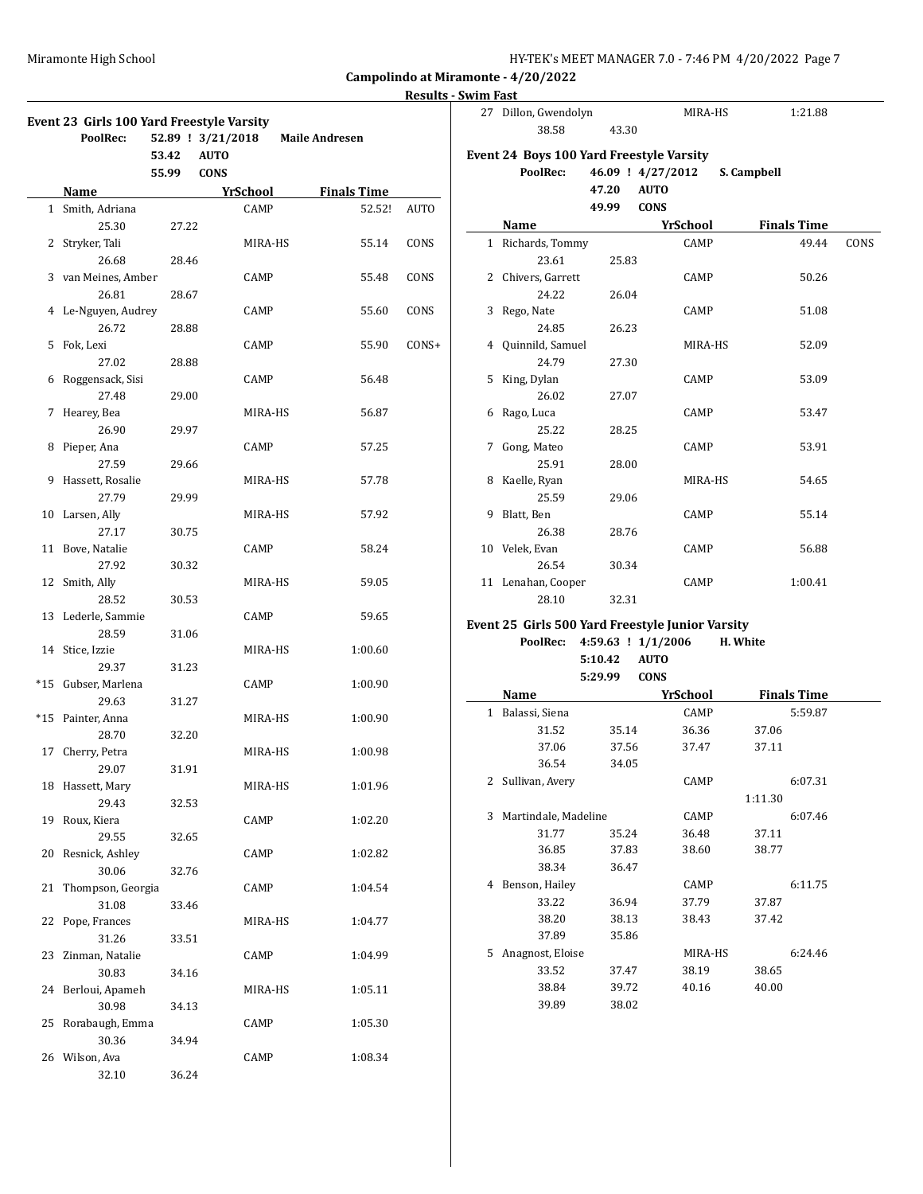**Campolindo at Miramonte - 4/20/2022**

**Results - Swim Fast**

### Event 23 Girls 100 Yard Freestyle Varsity

PoolRec: 52.89 ! 3/21/2018 Maile Andresen
53.42 AUTO
55.99 CONS

| | Name | YrSchool | Finals Time | |
|---|---|---|---|---|
| 1 | Smith, Adriana | CAMP | 52.52! | AUTO |
| | 25.30 27.22 | | | |
| 2 | Stryker, Tali | MIRA-HS | 55.14 | CONS |
| | 26.68 28.46 | | | |
| 3 | van Meines, Amber | CAMP | 55.48 | CONS |
| | 26.81 28.67 | | | |
| 4 | Le-Nguyen, Audrey | CAMP | 55.60 | CONS |
| | 26.72 28.88 | | | |
| 5 | Fok, Lexi | CAMP | 55.90 | CONS+ |
| | 27.02 28.88 | | | |
| 6 | Roggensack, Sisi | CAMP | 56.48 | |
| | 27.48 29.00 | | | |
| 7 | Hearey, Bea | MIRA-HS | 56.87 | |
| | 26.90 29.97 | | | |
| 8 | Pieper, Ana | CAMP | 57.25 | |
| | 27.59 29.66 | | | |
| 9 | Hassett, Rosalie | MIRA-HS | 57.78 | |
| | 27.79 29.99 | | | |
| 10 | Larsen, Ally | MIRA-HS | 57.92 | |
| | 27.17 30.75 | | | |
| 11 | Bove, Natalie | CAMP | 58.24 | |
| | 27.92 30.32 | | | |
| 12 | Smith, Ally | MIRA-HS | 59.05 | |
| | 28.52 30.53 | | | |
| 13 | Lederle, Sammie | CAMP | 59.65 | |
| | 28.59 31.06 | | | |
| 14 | Stice, Izzie | MIRA-HS | 1:00.60 | |
| | 29.37 31.23 | | | |
| *15 | Gubser, Marlena | CAMP | 1:00.90 | |
| | 29.63 31.27 | | | |
| *15 | Painter, Anna | MIRA-HS | 1:00.90 | |
| | 28.70 32.20 | | | |
| 17 | Cherry, Petra | MIRA-HS | 1:00.98 | |
| | 29.07 31.91 | | | |
| 18 | Hassett, Mary | MIRA-HS | 1:01.96 | |
| | 29.43 32.53 | | | |
| 19 | Roux, Kiera | CAMP | 1:02.20 | |
| | 29.55 32.65 | | | |
| 20 | Resnick, Ashley | CAMP | 1:02.82 | |
| | 30.06 32.76 | | | |
| 21 | Thompson, Georgia | CAMP | 1:04.54 | |
| | 31.08 33.46 | | | |
| 22 | Pope, Frances | MIRA-HS | 1:04.77 | |
| | 31.26 33.51 | | | |
| 23 | Zinman, Natalie | CAMP | 1:04.99 | |
| | 30.83 34.16 | | | |
| 24 | Berloui, Apameh | MIRA-HS | 1:05.11 | |
| | 30.98 34.13 | | | |
| 25 | Rorabaugh, Emma | CAMP | 1:05.30 | |
| | 30.36 34.94 | | | |
| 26 | Wilson, Ava | CAMP | 1:08.34 | |
| | 32.10 36.24 | | | |
| 27 | Dillon, Gwendolyn | MIRA-HS | 1:21.88 | |
| | 38.58 43.30 | | | |

### Event 24 Boys 100 Yard Freestyle Varsity

PoolRec: 46.09 ! 4/27/2012 S. Campbell
47.20 AUTO
49.99 CONS

| | Name | YrSchool | Finals Time | |
|---|---|---|---|---|
| 1 | Richards, Tommy | CAMP | 49.44 | CONS |
| | 23.61 25.83 | | | |
| 2 | Chivers, Garrett | CAMP | 50.26 | |
| | 24.22 26.04 | | | |
| 3 | Rego, Nate | CAMP | 51.08 | |
| | 24.85 26.23 | | | |
| 4 | Quinnild, Samuel | MIRA-HS | 52.09 | |
| | 24.79 27.30 | | | |
| 5 | King, Dylan | CAMP | 53.09 | |
| | 26.02 27.07 | | | |
| 6 | Rago, Luca | CAMP | 53.47 | |
| | 25.22 28.25 | | | |
| 7 | Gong, Mateo | CAMP | 53.91 | |
| | 25.91 28.00 | | | |
| 8 | Kaelle, Ryan | MIRA-HS | 54.65 | |
| | 25.59 29.06 | | | |
| 9 | Blatt, Ben | CAMP | 55.14 | |
| | 26.38 28.76 | | | |
| 10 | Velek, Evan | CAMP | 56.88 | |
| | 26.54 30.34 | | | |
| 11 | Lenahan, Cooper | CAMP | 1:00.41 | |
| | 28.10 32.31 | | | |

### Event 25 Girls 500 Yard Freestyle Junior Varsity

PoolRec: 4:59.63 ! 1/1/2006 H. White
5:10.42 AUTO
5:29.99 CONS

| | Name | YrSchool | Finals Time |
|---|---|---|---|
| 1 | Balassi, Siena | CAMP | 5:59.87 |
| | 31.52 35.14 36.36 37.06 | | |
| | 37.06 37.56 37.47 37.11 | | |
| | 36.54 34.05 | | |
| 2 | Sullivan, Avery | CAMP | 6:07.31 |
| | 1:11.30 | | |
| 3 | Martindale, Madeline | CAMP | 6:07.46 |
| | 31.77 35.24 36.48 37.11 | | |
| | 36.85 37.83 38.60 38.77 | | |
| | 38.34 36.47 | | |
| 4 | Benson, Hailey | CAMP | 6:11.75 |
| | 33.22 36.94 37.79 37.87 | | |
| | 38.20 38.13 38.43 37.42 | | |
| | 37.89 35.86 | | |
| 5 | Anagnost, Eloise | MIRA-HS | 6:24.46 |
| | 33.52 37.47 38.19 38.65 | | |
| | 38.84 39.72 40.16 40.00 | | |
| | 39.89 38.02 | | |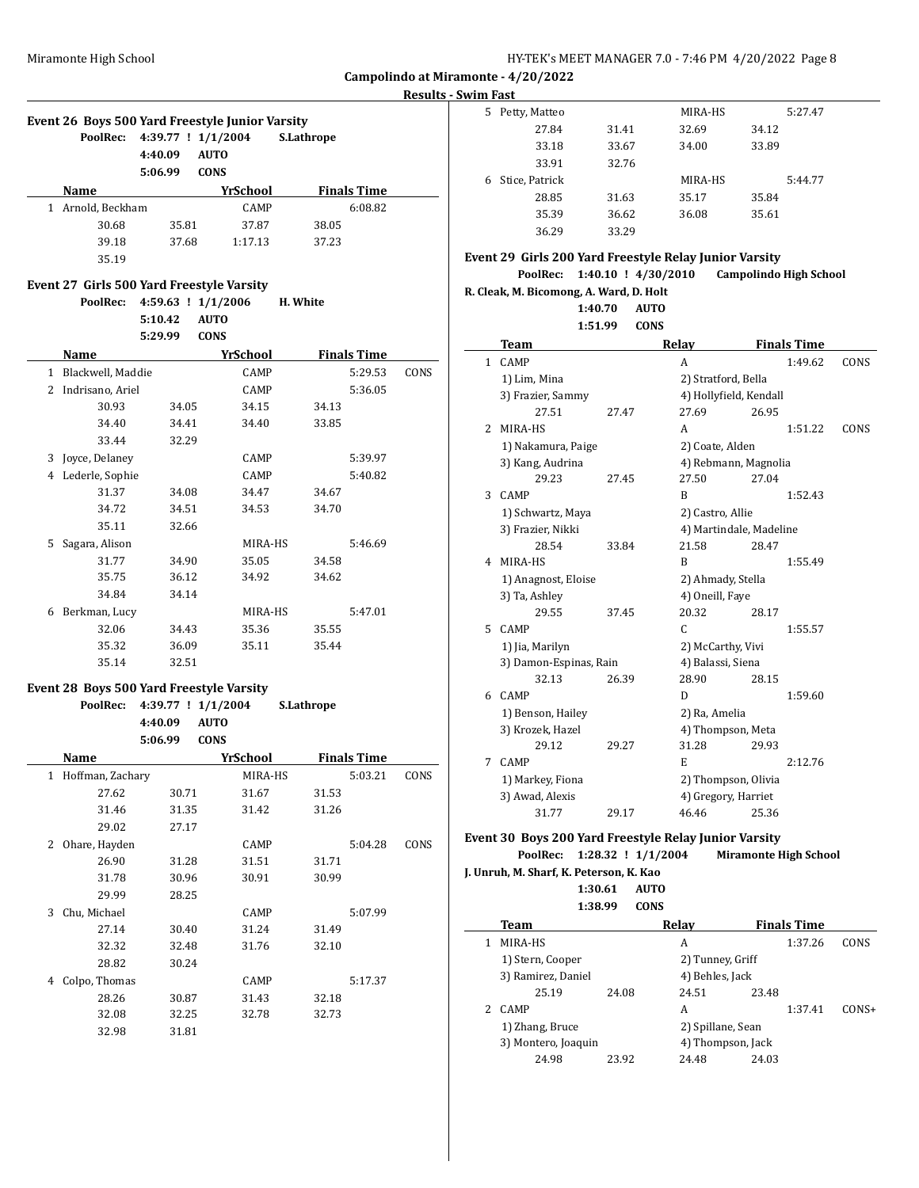**Campolindo at Miramonte - 4/20/2022**

**Results - Swim Fast**

### Event 26 Boys 500 Yard Freestyle Junior Varsity

PoolRec: 4:39.77 ! 1/1/2004 S.Lathrope
4:40.09 AUTO
5:06.99 CONS

| | Name | YrSchool | Finals Time | |
|---|---|---|---|---|
| 1 | Arnold, Beckham | CAMP | 6:08.82 | |
| | 30.68 35.81 37.87 38.05 | | | |
| | 39.18 37.68 1:17.13 37.23 | | | |
| | 35.19 | | | |

### Event 27 Girls 500 Yard Freestyle Varsity

PoolRec: 4:59.63 ! 1/1/2006 H. White
5:10.42 AUTO
5:29.99 CONS

| | Name | YrSchool | Finals Time | |
|---|---|---|---|---|
| 1 | Blackwell, Maddie | CAMP | 5:29.53 | CONS |
| 2 | Indrisano, Ariel | CAMP | 5:36.05 | |
| | 30.93 34.05 34.15 34.13 | | | |
| | 34.40 34.41 34.40 33.85 | | | |
| | 33.44 32.29 | | | |
| 3 | Joyce, Delaney | CAMP | 5:39.97 | |
| 4 | Lederle, Sophie | CAMP | 5:40.82 | |
| | 31.37 34.08 34.47 34.67 | | | |
| | 34.72 34.51 34.53 34.70 | | | |
| | 35.11 32.66 | | | |
| 5 | Sagara, Alison | MIRA-HS | 5:46.69 | |
| | 31.77 34.90 35.05 34.58 | | | |
| | 35.75 36.12 34.92 34.62 | | | |
| | 34.84 34.14 | | | |
| 6 | Berkman, Lucy | MIRA-HS | 5:47.01 | |
| | 32.06 34.43 35.36 35.55 | | | |
| | 35.32 36.09 35.11 35.44 | | | |
| | 35.14 32.51 | | | |

### Event 28 Boys 500 Yard Freestyle Varsity

PoolRec: 4:39.77 ! 1/1/2004 S.Lathrope
4:40.09 AUTO
5:06.99 CONS

| | Name | YrSchool | Finals Time | |
|---|---|---|---|---|
| 1 | Hoffman, Zachary | MIRA-HS | 5:03.21 | CONS |
| | 27.62 30.71 31.67 31.53 | | | |
| | 31.46 31.35 31.42 31.26 | | | |
| | 29.02 27.17 | | | |
| 2 | Ohare, Hayden | CAMP | 5:04.28 | CONS |
| | 26.90 31.28 31.51 31.71 | | | |
| | 31.78 30.96 30.91 30.99 | | | |
| | 29.99 28.25 | | | |
| 3 | Chu, Michael | CAMP | 5:07.99 | |
| | 27.14 30.40 31.24 31.49 | | | |
| | 32.32 32.48 31.76 32.10 | | | |
| | 28.82 30.24 | | | |
| 4 | Colpo, Thomas | CAMP | 5:17.37 | |
| | 28.26 30.87 31.43 32.18 | | | |
| | 32.08 32.25 32.78 32.73 | | | |
| | 32.98 31.81 | | | |
| 5 | Petty, Matteo | MIRA-HS | 5:27.47 | |
| | 27.84 31.41 32.69 34.12 | | | |
| | 33.18 33.67 34.00 33.89 | | | |
| | 33.91 32.76 | | | |
| 6 | Stice, Patrick | MIRA-HS | 5:44.77 | |
| | 28.85 31.63 35.17 35.84 | | | |
| | 35.39 36.62 36.08 35.61 | | | |
| | 36.29 33.29 | | | |

### Event 29 Girls 200 Yard Freestyle Relay Junior Varsity

PoolRec: 1:40.10 ! 4/30/2010 Campolindo High School
R. Cleak, M. Bicomong, A. Ward, D. Holt
1:40.70 AUTO
1:51.99 CONS

| | Team | Relay | Finals Time | |
|---|---|---|---|---|
| 1 | CAMP | A | 1:49.62 | CONS |
| | 1) Lim, Mina; 2) Stratford, Bella; 3) Frazier, Sammy; 4) Hollyfield, Kendall | | | |
| | 27.51 27.47 27.69 26.95 | | | |
| 2 | MIRA-HS | A | 1:51.22 | CONS |
| | 1) Nakamura, Paige; 2) Coate, Alden; 3) Kang, Audrina; 4) Rebmann, Magnolia | | | |
| | 29.23 27.45 27.50 27.04 | | | |
| 3 | CAMP | B | 1:52.43 | |
| | 1) Schwartz, Maya; 2) Castro, Allie; 3) Frazier, Nikki; 4) Martindale, Madeline | | | |
| | 28.54 33.84 21.58 28.47 | | | |
| 4 | MIRA-HS | B | 1:55.49 | |
| | 1) Anagnost, Eloise; 2) Ahmady, Stella; 3) Ta, Ashley; 4) Oneill, Faye | | | |
| | 29.55 37.45 20.32 28.17 | | | |
| 5 | CAMP | C | 1:55.57 | |
| | 1) Jia, Marilyn; 2) McCarthy, Vivi; 3) Damon-Espinas, Rain; 4) Balassi, Siena | | | |
| | 32.13 26.39 28.90 28.15 | | | |
| 6 | CAMP | D | 1:59.60 | |
| | 1) Benson, Hailey; 2) Ra, Amelia; 3) Krozek, Hazel; 4) Thompson, Meta | | | |
| | 29.12 29.27 31.28 29.93 | | | |
| 7 | CAMP | E | 2:12.76 | |
| | 1) Markey, Fiona; 2) Thompson, Olivia; 3) Awad, Alexis; 4) Gregory, Harriet | | | |
| | 31.77 29.17 46.46 25.36 | | | |

### Event 30 Boys 200 Yard Freestyle Relay Junior Varsity

PoolRec: 1:28.32 ! 1/1/2004 Miramonte High School
J. Unruh, M. Sharf, K. Peterson, K. Kao
1:30.61 AUTO
1:38.99 CONS

| | Team | Relay | Finals Time | |
|---|---|---|---|---|
| 1 | MIRA-HS | A | 1:37.26 | CONS |
| | 1) Stern, Cooper; 2) Tunney, Griff; 3) Ramirez, Daniel; 4) Behles, Jack | | | |
| | 25.19 24.08 24.51 23.48 | | | |
| 2 | CAMP | A | 1:37.41 | CONS+ |
| | 1) Zhang, Bruce; 2) Spillane, Sean; 3) Montero, Joaquin; 4) Thompson, Jack | | | |
| | 24.98 23.92 24.48 24.03 | | | |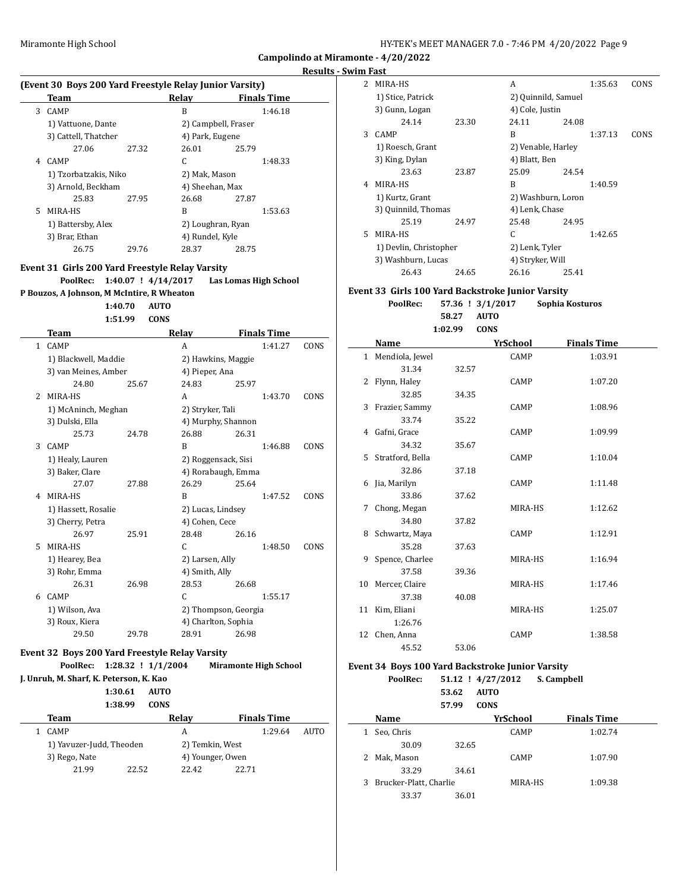## Campolindo at Miramonte - 4/20/2022

### Results - Swim Fast

**(Event 30 Boys 200 Yard Freestyle Relay Junior Varsity)**

| | Team | | Relay | Finals Time | |
|---|---|---|---|---|---|
| 3 | CAMP | | B | 1:46.18 | |
| | 1) Vattuone, Dante | | 2) Campbell, Fraser | | |
| | 3) Cattell, Thatcher | | 4) Park, Eugene | | |
| | 27.06 | 27.32 | 26.01 | 25.79 | |
| 4 | CAMP | | C | 1:48.33 | |
| | 1) Tzorbatzakis, Niko | | 2) Mak, Mason | | |
| | 3) Arnold, Beckham | | 4) Sheehan, Max | | |
| | 25.83 | 27.95 | 26.68 | 27.87 | |
| 5 | MIRA-HS | | B | 1:53.63 | |
| | 1) Battersby, Alex | | 2) Loughran, Ryan | | |
| | 3) Brar, Ethan | | 4) Rundel, Kyle | | |
| | 26.75 | 29.76 | 28.37 | 28.75 | |

**Event 31 Girls 200 Yard Freestyle Relay Varsity**

PoolRec: 1:40.07 ! 4/14/2017 Las Lomas High School
P Bouzos, A Johnson, M McIntire, R Wheaton
1:40.70 AUTO
1:51.99 CONS

| | Team | | Relay | Finals Time | |
|---|---|---|---|---|---|
| 1 | CAMP | | A | 1:41.27 | CONS |
| | 1) Blackwell, Maddie | | 2) Hawkins, Maggie | | |
| | 3) van Meines, Amber | | 4) Pieper, Ana | | |
| | 24.80 | 25.67 | 24.83 | 25.97 | |
| 2 | MIRA-HS | | A | 1:43.70 | CONS |
| | 1) McAninch, Meghan | | 2) Stryker, Tali | | |
| | 3) Dulski, Ella | | 4) Murphy, Shannon | | |
| | 25.73 | 24.78 | 26.88 | 26.31 | |
| 3 | CAMP | | B | 1:46.88 | CONS |
| | 1) Healy, Lauren | | 2) Roggensack, Sisi | | |
| | 3) Baker, Clare | | 4) Rorabaugh, Emma | | |
| | 27.07 | 27.88 | 26.29 | 25.64 | |
| 4 | MIRA-HS | | B | 1:47.52 | CONS |
| | 1) Hassett, Rosalie | | 2) Lucas, Lindsey | | |
| | 3) Cherry, Petra | | 4) Cohen, Cece | | |
| | 26.97 | 25.91 | 28.48 | 26.16 | |
| 5 | MIRA-HS | | C | 1:48.50 | CONS |
| | 1) Hearey, Bea | | 2) Larsen, Ally | | |
| | 3) Rohr, Emma | | 4) Smith, Ally | | |
| | 26.31 | 26.98 | 28.53 | 26.68 | |
| 6 | CAMP | | C | 1:55.17 | |
| | 1) Wilson, Ava | | 2) Thompson, Georgia | | |
| | 3) Roux, Kiera | | 4) Charlton, Sophia | | |
| | 29.50 | 29.78 | 28.91 | 26.98 | |

**Event 32 Boys 200 Yard Freestyle Relay Varsity**

PoolRec: 1:28.32 ! 1/1/2004 Miramonte High School
J. Unruh, M. Sharf, K. Peterson, K. Kao
1:30.61 AUTO
1:38.99 CONS

| | Team | | Relay | Finals Time | |
|---|---|---|---|---|---|
| 1 | CAMP | | A | 1:29.64 | AUTO |
| | 1) Yavuzer-Judd, Theoden | | 2) Temkin, West | | |
| | 3) Rego, Nate | | 4) Younger, Owen | | |
| | 21.99 | 22.52 | 22.42 | 22.71 | |
| 2 | MIRA-HS | | A | 1:35.63 | CONS |
| | 1) Stice, Patrick | | 2) Quinnild, Samuel | | |
| | 3) Gunn, Logan | | 4) Cole, Justin | | |
| | 24.14 | 23.30 | 24.11 | 24.08 | |
| 3 | CAMP | | B | 1:37.13 | CONS |
| | 1) Roesch, Grant | | 2) Venable, Harley | | |
| | 3) King, Dylan | | 4) Blatt, Ben | | |
| | 23.63 | 23.87 | 25.09 | 24.54 | |
| 4 | MIRA-HS | | B | 1:40.59 | |
| | 1) Kurtz, Grant | | 2) Washburn, Loron | | |
| | 3) Quinnild, Thomas | | 4) Lenk, Chase | | |
| | 25.19 | 24.97 | 25.48 | 24.95 | |
| 5 | MIRA-HS | | C | 1:42.65 | |
| | 1) Devlin, Christopher | | 2) Lenk, Tyler | | |
| | 3) Washburn, Lucas | | 4) Stryker, Will | | |
| | 26.43 | 24.65 | 26.16 | 25.41 | |

**Event 33 Girls 100 Yard Backstroke Junior Varsity**

PoolRec: 57.36 ! 3/1/2017 Sophia Kosturos
58.27 AUTO
1:02.99 CONS

| | Name | | YrSchool | Finals Time |
|---|---|---|---|---|
| 1 | Mendiola, Jewel | | CAMP | 1:03.91 |
| | 31.34 | 32.57 | | |
| 2 | Flynn, Haley | | CAMP | 1:07.20 |
| | 32.85 | 34.35 | | |
| 3 | Frazier, Sammy | | CAMP | 1:08.96 |
| | 33.74 | 35.22 | | |
| 4 | Gafni, Grace | | CAMP | 1:09.99 |
| | 34.32 | 35.67 | | |
| 5 | Stratford, Bella | | CAMP | 1:10.04 |
| | 32.86 | 37.18 | | |
| 6 | Jia, Marilyn | | CAMP | 1:11.48 |
| | 33.86 | 37.62 | | |
| 7 | Chong, Megan | | MIRA-HS | 1:12.62 |
| | 34.80 | 37.82 | | |
| 8 | Schwartz, Maya | | CAMP | 1:12.91 |
| | 35.28 | 37.63 | | |
| 9 | Spence, Charlee | | MIRA-HS | 1:16.94 |
| | 37.58 | 39.36 | | |
| 10 | Mercer, Claire | | MIRA-HS | 1:17.46 |
| | 37.38 | 40.08 | | |
| 11 | Kim, Eliani | | MIRA-HS | 1:25.07 |
| | 1:26.76 | | | |
| 12 | Chen, Anna | | CAMP | 1:38.58 |
| | 45.52 | 53.06 | | |

**Event 34 Boys 100 Yard Backstroke Junior Varsity**

PoolRec: 51.12 ! 4/27/2012 S. Campbell
53.62 AUTO
57.99 CONS

| | Name | | YrSchool | Finals Time |
|---|---|---|---|---|
| 1 | Seo, Chris | | CAMP | 1:02.74 |
| | 30.09 | 32.65 | | |
| 2 | Mak, Mason | | CAMP | 1:07.90 |
| | 33.29 | 34.61 | | |
| 3 | Brucker-Platt, Charlie | | MIRA-HS | 1:09.38 |
| | 33.37 | 36.01 | | |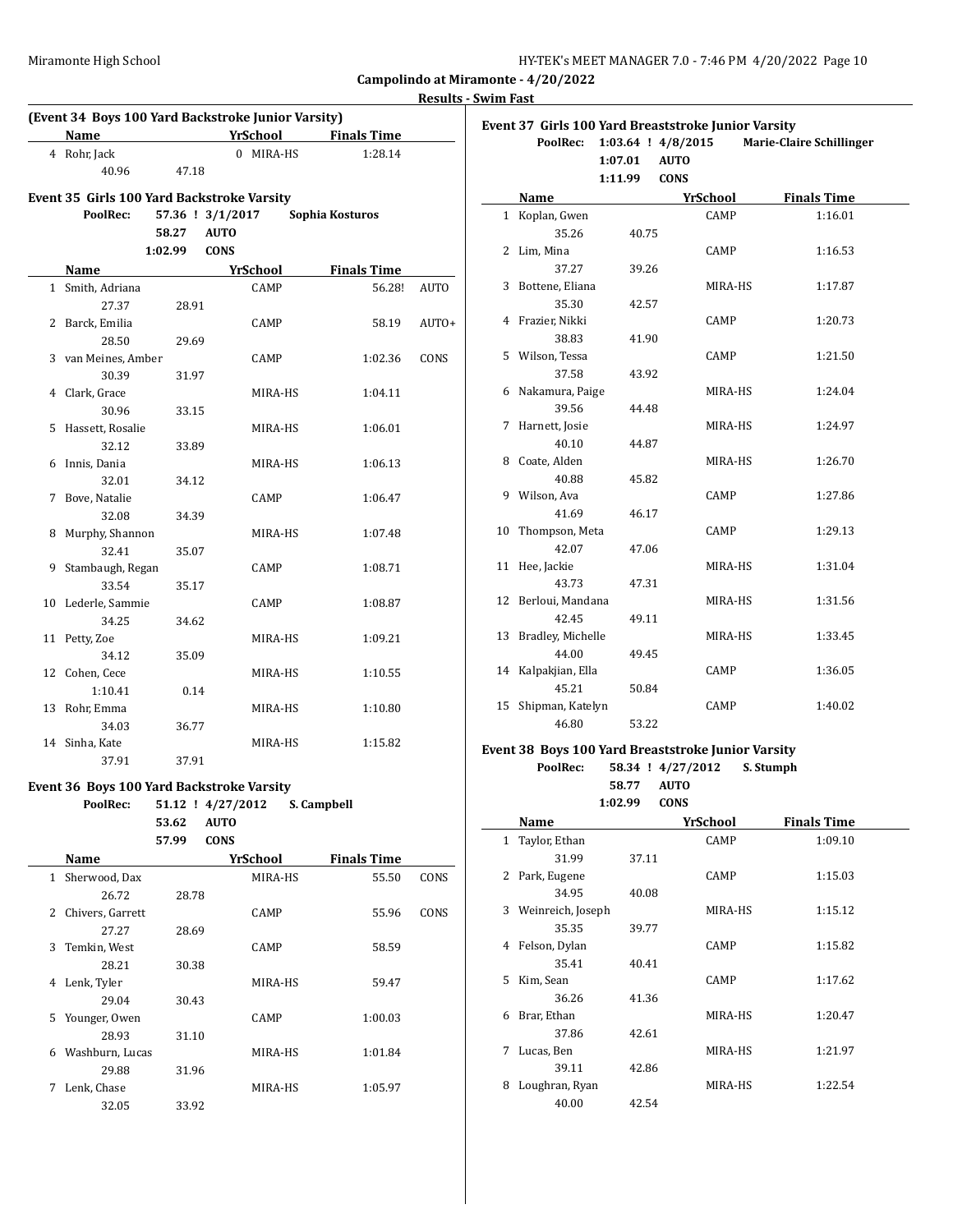Campolindo at Miramonte - 4/20/2022

Results - Swim Fast

### (Event 34 Boys 100 Yard Backstroke Junior Varsity)

| | Name | Yr | School | Finals Time | |
|---|---|---|---|---|---|
| 4 | Rohr, Jack | 0 | MIRA-HS | 1:28.14 | |
| | 40.96 | 47.18 | | | |

### Event 35 Girls 100 Yard Backstroke Varsity

PoolRec: 57.36 ! 3/1/2017 Sophia Kosturos
58.27 AUTO
1:02.99 CONS

| | Name | Yr | School | Finals Time | |
|---|---|---|---|---|---|
| 1 | Smith, Adriana | | CAMP | 56.28! | AUTO |
| | 27.37 | 28.91 | | | |
| 2 | Barck, Emilia | | CAMP | 58.19 | AUTO+ |
| | 28.50 | 29.69 | | | |
| 3 | van Meines, Amber | | CAMP | 1:02.36 | CONS |
| | 30.39 | 31.97 | | | |
| 4 | Clark, Grace | | MIRA-HS | 1:04.11 | |
| | 30.96 | 33.15 | | | |
| 5 | Hassett, Rosalie | | MIRA-HS | 1:06.01 | |
| | 32.12 | 33.89 | | | |
| 6 | Innis, Dania | | MIRA-HS | 1:06.13 | |
| | 32.01 | 34.12 | | | |
| 7 | Bove, Natalie | | CAMP | 1:06.47 | |
| | 32.08 | 34.39 | | | |
| 8 | Murphy, Shannon | | MIRA-HS | 1:07.48 | |
| | 32.41 | 35.07 | | | |
| 9 | Stambaugh, Regan | | CAMP | 1:08.71 | |
| | 33.54 | 35.17 | | | |
| 10 | Lederle, Sammie | | CAMP | 1:08.87 | |
| | 34.25 | 34.62 | | | |
| 11 | Petty, Zoe | | MIRA-HS | 1:09.21 | |
| | 34.12 | 35.09 | | | |
| 12 | Cohen, Cece | | MIRA-HS | 1:10.55 | |
| | 1:10.41 | 0.14 | | | |
| 13 | Rohr, Emma | | MIRA-HS | 1:10.80 | |
| | 34.03 | 36.77 | | | |
| 14 | Sinha, Kate | | MIRA-HS | 1:15.82 | |
| | 37.91 | 37.91 | | | |

### Event 36 Boys 100 Yard Backstroke Varsity

PoolRec: 51.12 ! 4/27/2012 S. Campbell
53.62 AUTO
57.99 CONS

| | Name | Yr | School | Finals Time | |
|---|---|---|---|---|---|
| 1 | Sherwood, Dax | | MIRA-HS | 55.50 | CONS |
| | 26.72 | 28.78 | | | |
| 2 | Chivers, Garrett | | CAMP | 55.96 | CONS |
| | 27.27 | 28.69 | | | |
| 3 | Temkin, West | | CAMP | 58.59 | |
| | 28.21 | 30.38 | | | |
| 4 | Lenk, Tyler | | MIRA-HS | 59.47 | |
| | 29.04 | 30.43 | | | |
| 5 | Younger, Owen | | CAMP | 1:00.03 | |
| | 28.93 | 31.10 | | | |
| 6 | Washburn, Lucas | | MIRA-HS | 1:01.84 | |
| | 29.88 | 31.96 | | | |
| 7 | Lenk, Chase | | MIRA-HS | 1:05.97 | |
| | 32.05 | 33.92 | | | |

### Event 37 Girls 100 Yard Breaststroke Junior Varsity

PoolRec: 1:03.64 ! 4/8/2015 Marie-Claire Schillinger
1:07.01 AUTO
1:11.99 CONS

| | Name | Yr | School | Finals Time |
|---|---|---|---|---|
| 1 | Koplan, Gwen | | CAMP | 1:16.01 |
| | 35.26 | 40.75 | | |
| 2 | Lim, Mina | | CAMP | 1:16.53 |
| | 37.27 | 39.26 | | |
| 3 | Bottene, Eliana | | MIRA-HS | 1:17.87 |
| | 35.30 | 42.57 | | |
| 4 | Frazier, Nikki | | CAMP | 1:20.73 |
| | 38.83 | 41.90 | | |
| 5 | Wilson, Tessa | | CAMP | 1:21.50 |
| | 37.58 | 43.92 | | |
| 6 | Nakamura, Paige | | MIRA-HS | 1:24.04 |
| | 39.56 | 44.48 | | |
| 7 | Harnett, Josie | | MIRA-HS | 1:24.97 |
| | 40.10 | 44.87 | | |
| 8 | Coate, Alden | | MIRA-HS | 1:26.70 |
| | 40.88 | 45.82 | | |
| 9 | Wilson, Ava | | CAMP | 1:27.86 |
| | 41.69 | 46.17 | | |
| 10 | Thompson, Meta | | CAMP | 1:29.13 |
| | 42.07 | 47.06 | | |
| 11 | Hee, Jackie | | MIRA-HS | 1:31.04 |
| | 43.73 | 47.31 | | |
| 12 | Berloui, Mandana | | MIRA-HS | 1:31.56 |
| | 42.45 | 49.11 | | |
| 13 | Bradley, Michelle | | MIRA-HS | 1:33.45 |
| | 44.00 | 49.45 | | |
| 14 | Kalpakjian, Ella | | CAMP | 1:36.05 |
| | 45.21 | 50.84 | | |
| 15 | Shipman, Katelyn | | CAMP | 1:40.02 |
| | 46.80 | 53.22 | | |

### Event 38 Boys 100 Yard Breaststroke Junior Varsity

PoolRec: 58.34 ! 4/27/2012 S. Stumph
58.77 AUTO
1:02.99 CONS

| | Name | Yr | School | Finals Time |
|---|---|---|---|---|
| 1 | Taylor, Ethan | | CAMP | 1:09.10 |
| | 31.99 | 37.11 | | |
| 2 | Park, Eugene | | CAMP | 1:15.03 |
| | 34.95 | 40.08 | | |
| 3 | Weinreich, Joseph | | MIRA-HS | 1:15.12 |
| | 35.35 | 39.77 | | |
| 4 | Felson, Dylan | | CAMP | 1:15.82 |
| | 35.41 | 40.41 | | |
| 5 | Kim, Sean | | CAMP | 1:17.62 |
| | 36.26 | 41.36 | | |
| 6 | Brar, Ethan | | MIRA-HS | 1:20.47 |
| | 37.86 | 42.61 | | |
| 7 | Lucas, Ben | | MIRA-HS | 1:21.97 |
| | 39.11 | 42.86 | | |
| 8 | Loughran, Ryan | | MIRA-HS | 1:22.54 |
| | 40.00 | 42.54 | | |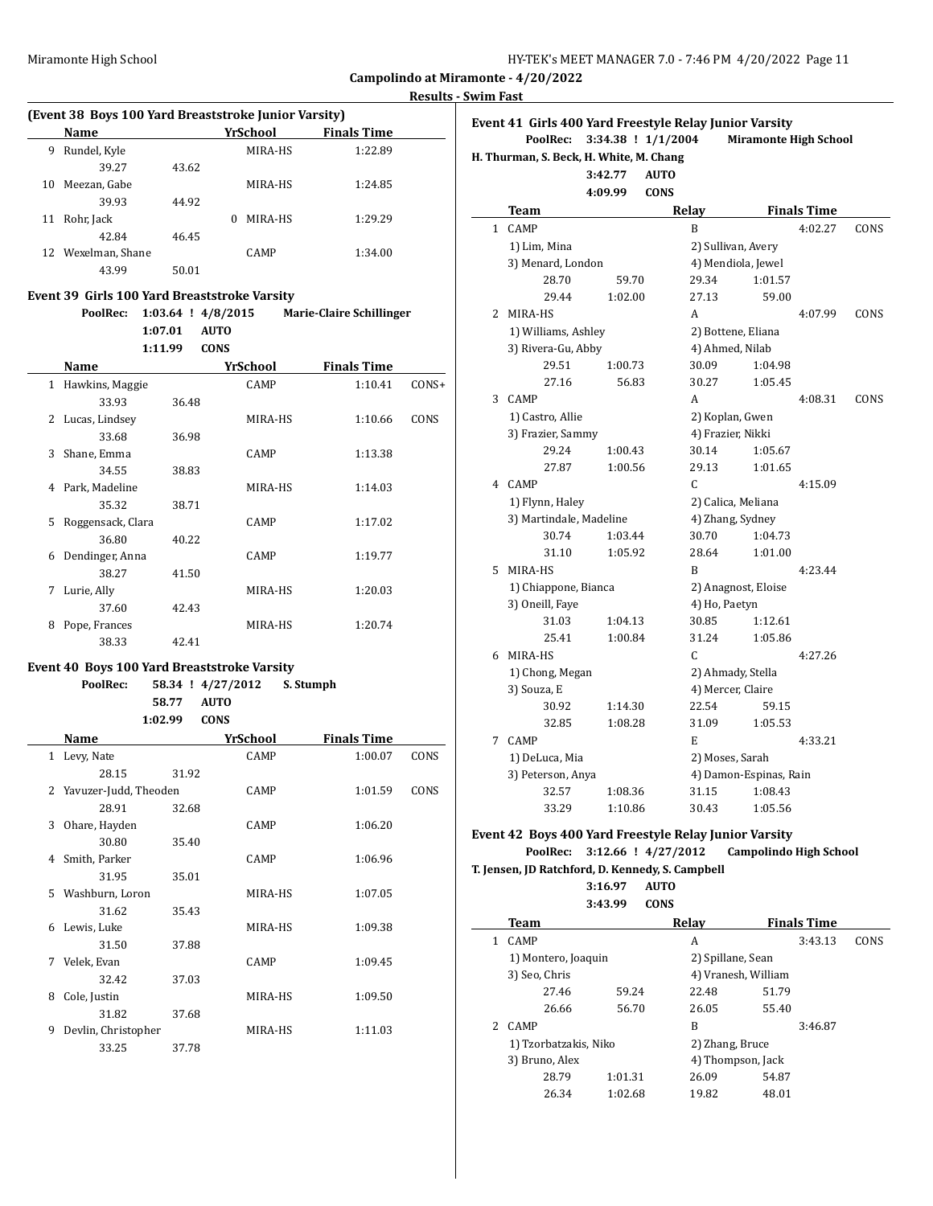Campolindo at Miramonte - 4/20/2022

Results - Swim Fast

**(Event 38 Boys 100 Yard Breaststroke Junior Varsity)**

| | Name | Yr | School | Finals Time | |
|---|---|---|---|---|---|
| 9 | Rundel, Kyle | | MIRA-HS | 1:22.89 | |
| | 39.27 | 43.62 | | | |
| 10 | Meezan, Gabe | | MIRA-HS | 1:24.85 | |
| | 39.93 | 44.92 | | | |
| 11 | Rohr, Jack | 0 | MIRA-HS | 1:29.29 | |
| | 42.84 | 46.45 | | | |
| 12 | Wexelman, Shane | | CAMP | 1:34.00 | |
| | 43.99 | 50.01 | | | |

## Event 39 Girls 100 Yard Breaststroke Varsity

PoolRec: 1:03.64 ! 4/8/2015 Marie-Claire Schillinger
1:07.01 AUTO
1:11.99 CONS

| | Name | Yr | School | Finals Time | |
|---|---|---|---|---|---|
| 1 | Hawkins, Maggie | | CAMP | 1:10.41 | CONS+ |
| | 33.93 | 36.48 | | | |
| 2 | Lucas, Lindsey | | MIRA-HS | 1:10.66 | CONS |
| | 33.68 | 36.98 | | | |
| 3 | Shane, Emma | | CAMP | 1:13.38 | |
| | 34.55 | 38.83 | | | |
| 4 | Park, Madeline | | MIRA-HS | 1:14.03 | |
| | 35.32 | 38.71 | | | |
| 5 | Roggensack, Clara | | CAMP | 1:17.02 | |
| | 36.80 | 40.22 | | | |
| 6 | Dendinger, Anna | | CAMP | 1:19.77 | |
| | 38.27 | 41.50 | | | |
| 7 | Lurie, Ally | | MIRA-HS | 1:20.03 | |
| | 37.60 | 42.43 | | | |
| 8 | Pope, Frances | | MIRA-HS | 1:20.74 | |
| | 38.33 | 42.41 | | | |

## Event 40 Boys 100 Yard Breaststroke Varsity

PoolRec: 58.34 ! 4/27/2012 S. Stumph
58.77 AUTO
1:02.99 CONS

| | Name | Yr | School | Finals Time | |
|---|---|---|---|---|---|
| 1 | Levy, Nate | | CAMP | 1:00.07 | CONS |
| | 28.15 | 31.92 | | | |
| 2 | Yavuzer-Judd, Theoden | | CAMP | 1:01.59 | CONS |
| | 28.91 | 32.68 | | | |
| 3 | Ohare, Hayden | | CAMP | 1:06.20 | |
| | 30.80 | 35.40 | | | |
| 4 | Smith, Parker | | CAMP | 1:06.96 | |
| | 31.95 | 35.01 | | | |
| 5 | Washburn, Loron | | MIRA-HS | 1:07.05 | |
| | 31.62 | 35.43 | | | |
| 6 | Lewis, Luke | | MIRA-HS | 1:09.38 | |
| | 31.50 | 37.88 | | | |
| 7 | Velek, Evan | | CAMP | 1:09.45 | |
| | 32.42 | 37.03 | | | |
| 8 | Cole, Justin | | MIRA-HS | 1:09.50 | |
| | 31.82 | 37.68 | | | |
| 9 | Devlin, Christopher | | MIRA-HS | 1:11.03 | |
| | 33.25 | 37.78 | | | |

## Event 41 Girls 400 Yard Freestyle Relay Junior Varsity

PoolRec: 3:34.38 ! 1/1/2004 Miramonte High School
H. Thurman, S. Beck, H. White, M. Chang
3:42.77 AUTO
4:09.99 CONS

| | Team | | Relay | Finals Time | |
|---|---|---|---|---|---|
| 1 | CAMP | | B | 4:02.27 | CONS |
| | 1) Lim, Mina | | 2) Sullivan, Avery | | |
| | 3) Menard, London | | 4) Mendiola, Jewel | | |
| | 28.70 | 59.70 | 29.34 | 1:01.57 | |
| | 29.44 | 1:02.00 | 27.13 | 59.00 | |
| 2 | MIRA-HS | | A | 4:07.99 | CONS |
| | 1) Williams, Ashley | | 2) Bottene, Eliana | | |
| | 3) Rivera-Gu, Abby | | 4) Ahmed, Nilab | | |
| | 29.51 | 1:00.73 | 30.09 | 1:04.98 | |
| | 27.16 | 56.83 | 30.27 | 1:05.45 | |
| 3 | CAMP | | A | 4:08.31 | CONS |
| | 1) Castro, Allie | | 2) Koplan, Gwen | | |
| | 3) Frazier, Sammy | | 4) Frazier, Nikki | | |
| | 29.24 | 1:00.43 | 30.14 | 1:05.67 | |
| | 27.87 | 1:00.56 | 29.13 | 1:01.65 | |
| 4 | CAMP | | C | 4:15.09 | |
| | 1) Flynn, Haley | | 2) Calica, Meliana | | |
| | 3) Martindale, Madeline | | 4) Zhang, Sydney | | |
| | 30.74 | 1:03.44 | 30.70 | 1:04.73 | |
| | 31.10 | 1:05.92 | 28.64 | 1:01.00 | |
| 5 | MIRA-HS | | B | 4:23.44 | |
| | 1) Chiappone, Bianca | | 2) Anagnost, Eloise | | |
| | 3) Oneill, Faye | | 4) Ho, Paetyn | | |
| | 31.03 | 1:04.13 | 30.85 | 1:12.61 | |
| | 25.41 | 1:00.84 | 31.24 | 1:05.86 | |
| 6 | MIRA-HS | | C | 4:27.26 | |
| | 1) Chong, Megan | | 2) Ahmady, Stella | | |
| | 3) Souza, E | | 4) Mercer, Claire | | |
| | 30.92 | 1:14.30 | 22.54 | 59.15 | |
| | 32.85 | 1:08.28 | 31.09 | 1:05.53 | |
| 7 | CAMP | | E | 4:33.21 | |
| | 1) DeLuca, Mia | | 2) Moses, Sarah | | |
| | 3) Peterson, Anya | | 4) Damon-Espinas, Rain | | |
| | 32.57 | 1:08.36 | 31.15 | 1:08.43 | |
| | 33.29 | 1:10.86 | 30.43 | 1:05.56 | |

## Event 42 Boys 400 Yard Freestyle Relay Junior Varsity

PoolRec: 3:12.66 ! 4/27/2012 Campolindo High School
T. Jensen, JD Ratchford, D. Kennedy, S. Campbell
3:16.97 AUTO
3:43.99 CONS

| | Team | | Relay | Finals Time | |
|---|---|---|---|---|---|
| 1 | CAMP | | A | 3:43.13 | CONS |
| | 1) Montero, Joaquin | | 2) Spillane, Sean | | |
| | 3) Seo, Chris | | 4) Vranesh, William | | |
| | 27.46 | 59.24 | 22.48 | 51.79 | |
| | 26.66 | 56.70 | 26.05 | 55.40 | |
| 2 | CAMP | | B | 3:46.87 | |
| | 1) Tzorbatzakis, Niko | | 2) Zhang, Bruce | | |
| | 3) Bruno, Alex | | 4) Thompson, Jack | | |
| | 28.79 | 1:01.31 | 26.09 | 54.87 | |
| | 26.34 | 1:02.68 | 19.82 | 48.01 | |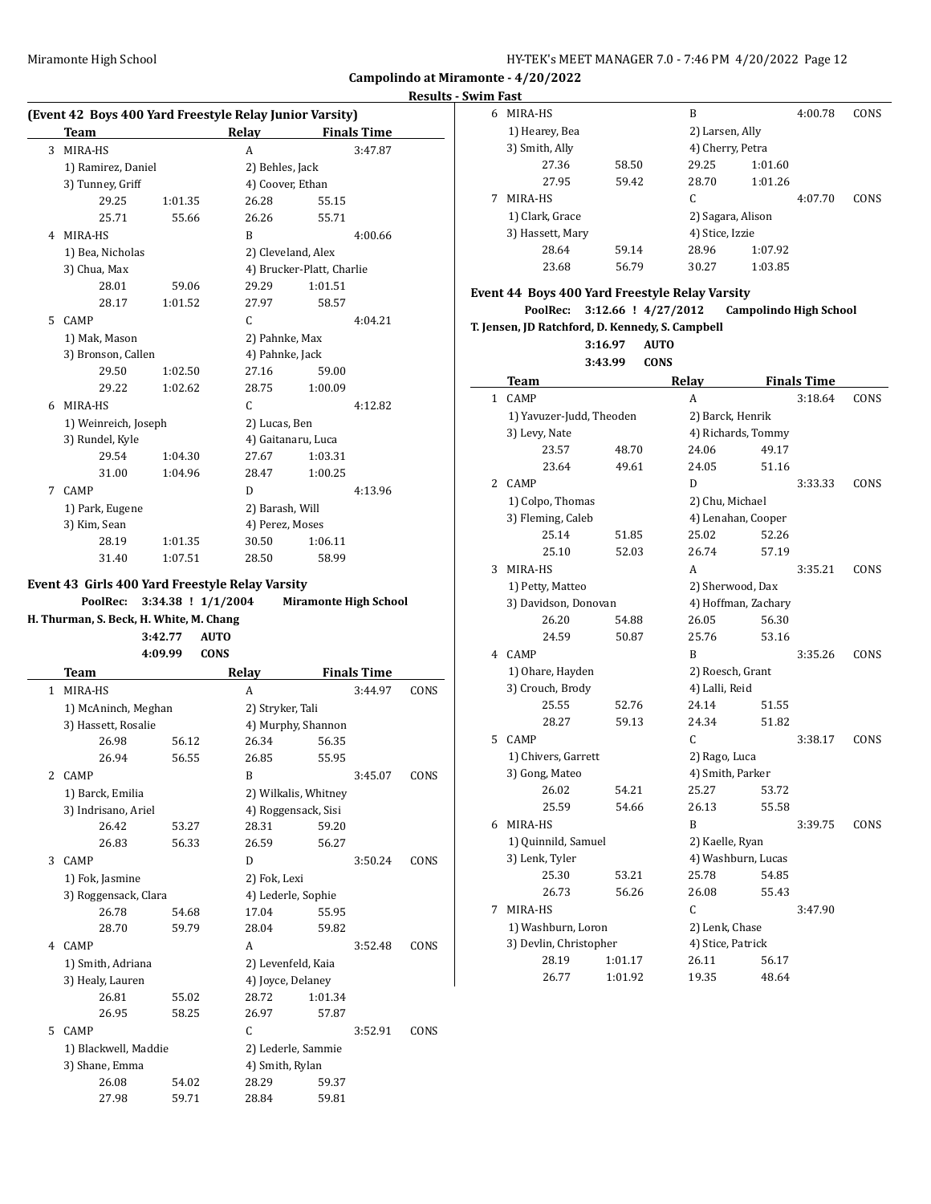**Campolindo at Miramonte - 4/20/2022**

**Results - Swim Fast**

**(Event 42 Boys 400 Yard Freestyle Relay Junior Varsity)**

| | Team | | Relay | | Finals Time | |
|---|---|---|---|---|---|---|
| 3 | MIRA-HS | | A | | 3:47.87 | |
| | 1) Ramirez, Daniel | | 2) Behles, Jack | | | |
| | 3) Tunney, Griff | | 4) Coover, Ethan | | | |
| | 29.25 | 1:01.35 | 26.28 | 55.15 | | |
| | 25.71 | 55.66 | 26.26 | 55.71 | | |
| 4 | MIRA-HS | | B | | 4:00.66 | |
| | 1) Bea, Nicholas | | 2) Cleveland, Alex | | | |
| | 3) Chua, Max | | 4) Brucker-Platt, Charlie | | | |
| | 28.01 | 59.06 | 29.29 | 1:01.51 | | |
| | 28.17 | 1:01.52 | 27.97 | 58.57 | | |
| 5 | CAMP | | C | | 4:04.21 | |
| | 1) Mak, Mason | | 2) Pahnke, Max | | | |
| | 3) Bronson, Callen | | 4) Pahnke, Jack | | | |
| | 29.50 | 1:02.50 | 27.16 | 59.00 | | |
| | 29.22 | 1:02.62 | 28.75 | 1:00.09 | | |
| 6 | MIRA-HS | | C | | 4:12.82 | |
| | 1) Weinreich, Joseph | | 2) Lucas, Ben | | | |
| | 3) Rundel, Kyle | | 4) Gaitanaru, Luca | | | |
| | 29.54 | 1:04.30 | 27.67 | 1:03.31 | | |
| | 31.00 | 1:04.96 | 28.47 | 1:00.25 | | |
| 7 | CAMP | | D | | 4:13.96 | |
| | 1) Park, Eugene | | 2) Barash, Will | | | |
| | 3) Kim, Sean | | 4) Perez, Moses | | | |
| | 28.19 | 1:01.35 | 30.50 | 1:06.11 | | |
| | 31.40 | 1:07.51 | 28.50 | 58.99 | | |

**Event 43 Girls 400 Yard Freestyle Relay Varsity**

PoolRec: 3:34.38 ! 1/1/2004 Miramonte High School
H. Thurman, S. Beck, H. White, M. Chang
3:42.77 AUTO
4:09.99 CONS

| | Team | | Relay | | Finals Time | |
|---|---|---|---|---|---|---|
| 1 | MIRA-HS | | A | | 3:44.97 | CONS |
| | 1) McAninch, Meghan | | 2) Stryker, Tali | | | |
| | 3) Hassett, Rosalie | | 4) Murphy, Shannon | | | |
| | 26.98 | 56.12 | 26.34 | 56.35 | | |
| | 26.94 | 56.55 | 26.85 | 55.95 | | |
| 2 | CAMP | | B | | 3:45.07 | CONS |
| | 1) Barck, Emilia | | 2) Wilkalis, Whitney | | | |
| | 3) Indrisano, Ariel | | 4) Roggensack, Sisi | | | |
| | 26.42 | 53.27 | 28.31 | 59.20 | | |
| | 26.83 | 56.33 | 26.59 | 56.27 | | |
| 3 | CAMP | | D | | 3:50.24 | CONS |
| | 1) Fok, Jasmine | | 2) Fok, Lexi | | | |
| | 3) Roggensack, Clara | | 4) Lederle, Sophie | | | |
| | 26.78 | 54.68 | 17.04 | 55.95 | | |
| | 28.70 | 59.79 | 28.04 | 59.82 | | |
| 4 | CAMP | | A | | 3:52.48 | CONS |
| | 1) Smith, Adriana | | 2) Levenfeld, Kaia | | | |
| | 3) Healy, Lauren | | 4) Joyce, Delaney | | | |
| | 26.81 | 55.02 | 28.72 | 1:01.34 | | |
| | 26.95 | 58.25 | 26.97 | 57.87 | | |
| 5 | CAMP | | C | | 3:52.91 | CONS |
| | 1) Blackwell, Maddie | | 2) Lederle, Sammie | | | |
| | 3) Shane, Emma | | 4) Smith, Rylan | | | |
| | 26.08 | 54.02 | 28.29 | 59.37 | | |
| | 27.98 | 59.71 | 28.84 | 59.81 | | |
| 6 | MIRA-HS | | B | | 4:00.78 | CONS |
| | 1) Hearey, Bea | | 2) Larsen, Ally | | | |
| | 3) Smith, Ally | | 4) Cherry, Petra | | | |
| | 27.36 | 58.50 | 29.25 | 1:01.60 | | |
| | 27.95 | 59.42 | 28.70 | 1:01.26 | | |
| 7 | MIRA-HS | | C | | 4:07.70 | CONS |
| | 1) Clark, Grace | | 2) Sagara, Alison | | | |
| | 3) Hassett, Mary | | 4) Stice, Izzie | | | |
| | 28.64 | 59.14 | 28.96 | 1:07.92 | | |
| | 23.68 | 56.79 | 30.27 | 1:03.85 | | |

**Event 44 Boys 400 Yard Freestyle Relay Varsity**

PoolRec: 3:12.66 ! 4/27/2012 Campolindo High School
T. Jensen, JD Ratchford, D. Kennedy, S. Campbell
3:16.97 AUTO
3:43.99 CONS

| | Team | | Relay | | Finals Time | |
|---|---|---|---|---|---|---|
| 1 | CAMP | | A | | 3:18.64 | CONS |
| | 1) Yavuzer-Judd, Theoden | | 2) Barck, Henrik | | | |
| | 3) Levy, Nate | | 4) Richards, Tommy | | | |
| | 23.57 | 48.70 | 24.06 | 49.17 | | |
| | 23.64 | 49.61 | 24.05 | 51.16 | | |
| 2 | CAMP | | D | | 3:33.33 | CONS |
| | 1) Colpo, Thomas | | 2) Chu, Michael | | | |
| | 3) Fleming, Caleb | | 4) Lenahan, Cooper | | | |
| | 25.14 | 51.85 | 25.02 | 52.26 | | |
| | 25.10 | 52.03 | 26.74 | 57.19 | | |
| 3 | MIRA-HS | | A | | 3:35.21 | CONS |
| | 1) Petty, Matteo | | 2) Sherwood, Dax | | | |
| | 3) Davidson, Donovan | | 4) Hoffman, Zachary | | | |
| | 26.20 | 54.88 | 26.05 | 56.30 | | |
| | 24.59 | 50.87 | 25.76 | 53.16 | | |
| 4 | CAMP | | B | | 3:35.26 | CONS |
| | 1) Ohare, Hayden | | 2) Roesch, Grant | | | |
| | 3) Crouch, Brody | | 4) Lalli, Reid | | | |
| | 25.55 | 52.76 | 24.14 | 51.55 | | |
| | 28.27 | 59.13 | 24.34 | 51.82 | | |
| 5 | CAMP | | C | | 3:38.17 | CONS |
| | 1) Chivers, Garrett | | 2) Rago, Luca | | | |
| | 3) Gong, Mateo | | 4) Smith, Parker | | | |
| | 26.02 | 54.21 | 25.27 | 53.72 | | |
| | 25.59 | 54.66 | 26.13 | 55.58 | | |
| 6 | MIRA-HS | | B | | 3:39.75 | CONS |
| | 1) Quinnild, Samuel | | 2) Kaelle, Ryan | | | |
| | 3) Lenk, Tyler | | 4) Washburn, Lucas | | | |
| | 25.30 | 53.21 | 25.78 | 54.85 | | |
| | 26.73 | 56.26 | 26.08 | 55.43 | | |
| 7 | MIRA-HS | | C | | 3:47.90 | |
| | 1) Washburn, Loron | | 2) Lenk, Chase | | | |
| | 3) Devlin, Christopher | | 4) Stice, Patrick | | | |
| | 28.19 | 1:01.17 | 26.11 | 56.17 | | |
| | 26.77 | 1:01.92 | 19.35 | 48.64 | | |